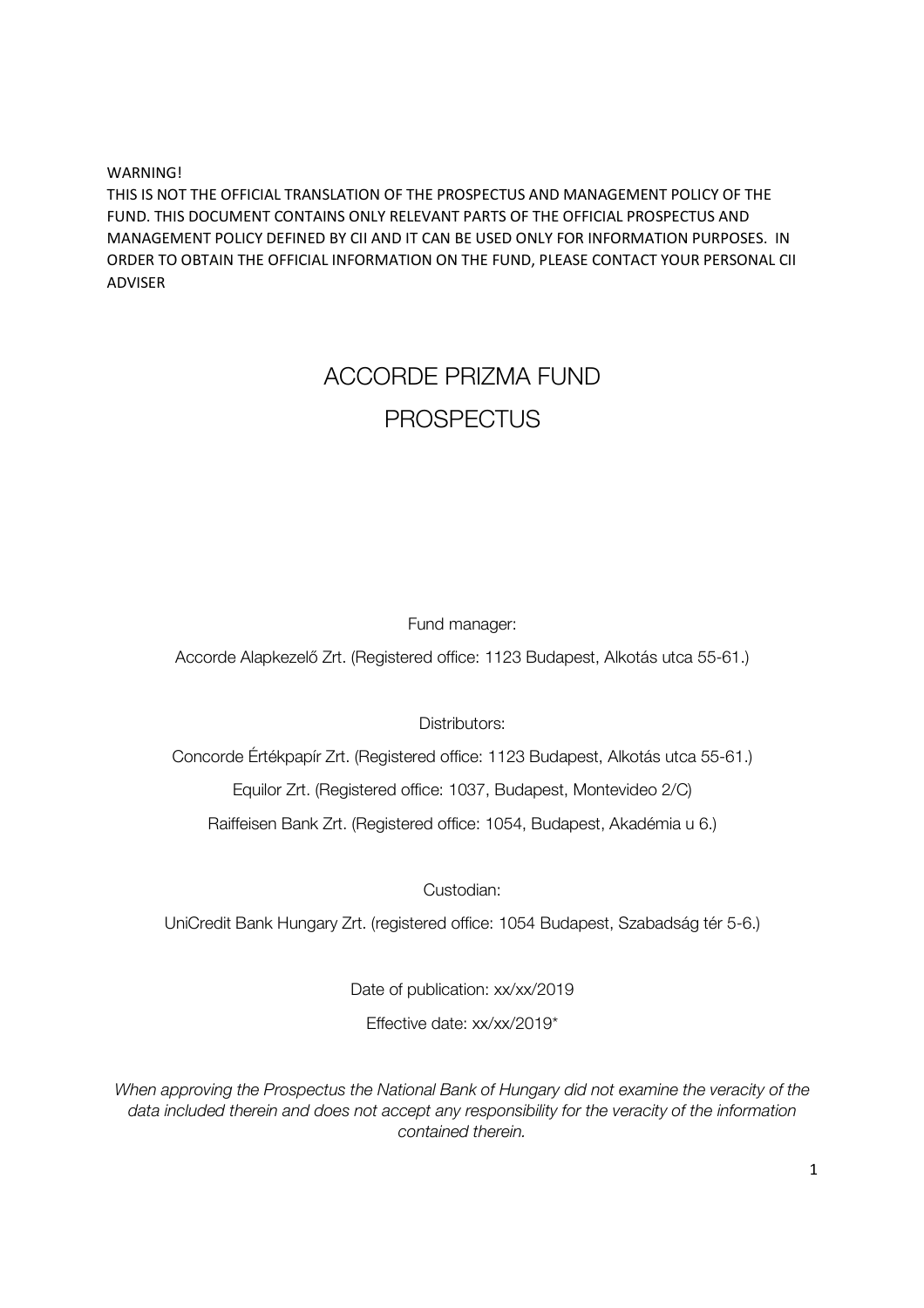WARNING!
THIS IS NOT THE OFFICIAL TRANSLATION OF THE PROSPECTUS AND MANAGEMENT POLICY OF THE FUND. THIS DOCUMENT CONTAINS ONLY RELEVANT PARTS OF THE OFFICIAL PROSPECTUS AND MANAGEMENT POLICY DEFINED BY CII AND IT CAN BE USED ONLY FOR INFORMATION PURPOSES. IN ORDER TO OBTAIN THE OFFICIAL INFORMATION ON THE FUND, PLEASE CONTACT YOUR PERSONAL CII ADVISER

# ACCORDE PRIZMA FUND

# PROSPECTUS

Fund manager:

Accorde Alapkezelő Zrt. (Registered office: 1123 Budapest, Alkotás utca 55-61.)

Distributors:

Concorde Értékpapír Zrt. (Registered office: 1123 Budapest, Alkotás utca 55-61.)

Equilor Zrt. (Registered office: 1037, Budapest, Montevideo 2/C)

Raiffeisen Bank Zrt. (Registered office: 1054, Budapest, Akadémia u 6.)

Custodian:

UniCredit Bank Hungary Zrt. (registered office: 1054 Budapest, Szabadság tér 5-6.)

Date of publication: xx/xx/2019

Effective date: xx/xx/2019*

*When approving the Prospectus the National Bank of Hungary did not examine the veracity of the data included therein and does not accept any responsibility for the veracity of the information contained therein.*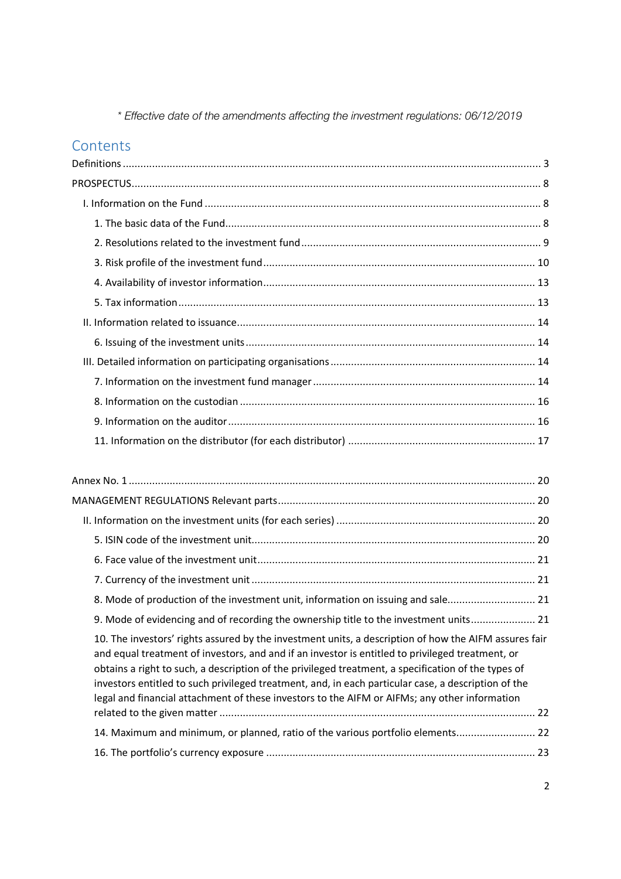*\* Effective date of the amendments affecting the investment regulations: 06/12/2019*

## Contents

Definitions ... 3

PROSPECTUS ... 8

- I. Information on the Fund ... 8
  - 1. The basic data of the Fund ... 8
  - 2. Resolutions related to the investment fund ... 9
  - 3. Risk profile of the investment fund ... 10
  - 4. Availability of investor information ... 13
  - 5. Tax information ... 13
- II. Information related to issuance ... 14
  - 6. Issuing of the investment units ... 14
- III. Detailed information on participating organisations ... 14
  - 7. Information on the investment fund manager ... 14
  - 8. Information on the custodian ... 16
  - 9. Information on the auditor ... 16
  - 11. Information on the distributor (for each distributor) ... 17

Annex No. 1 ... 20

MANAGEMENT REGULATIONS Relevant parts ... 20

- II. Information on the investment units (for each series) ... 20
  - 5. ISIN code of the investment unit ... 20
  - 6. Face value of the investment unit ... 21
  - 7. Currency of the investment unit ... 21
  - 8. Mode of production of the investment unit, information on issuing and sale ... 21
  - 9. Mode of evidencing and of recording the ownership title to the investment units ... 21
  - 10. The investors' rights assured by the investment units, a description of how the AIFM assures fair and equal treatment of investors, and and if an investor is entitled to privileged treatment, or obtains a right to such, a description of the privileged treatment, a specification of the types of investors entitled to such privileged treatment, and, in each particular case, a description of the legal and financial attachment of these investors to the AIFM or AIFMs; any other information related to the given matter ... 22
  - 14. Maximum and minimum, or planned, ratio of the various portfolio elements ... 22
  - 16. The portfolio's currency exposure ... 23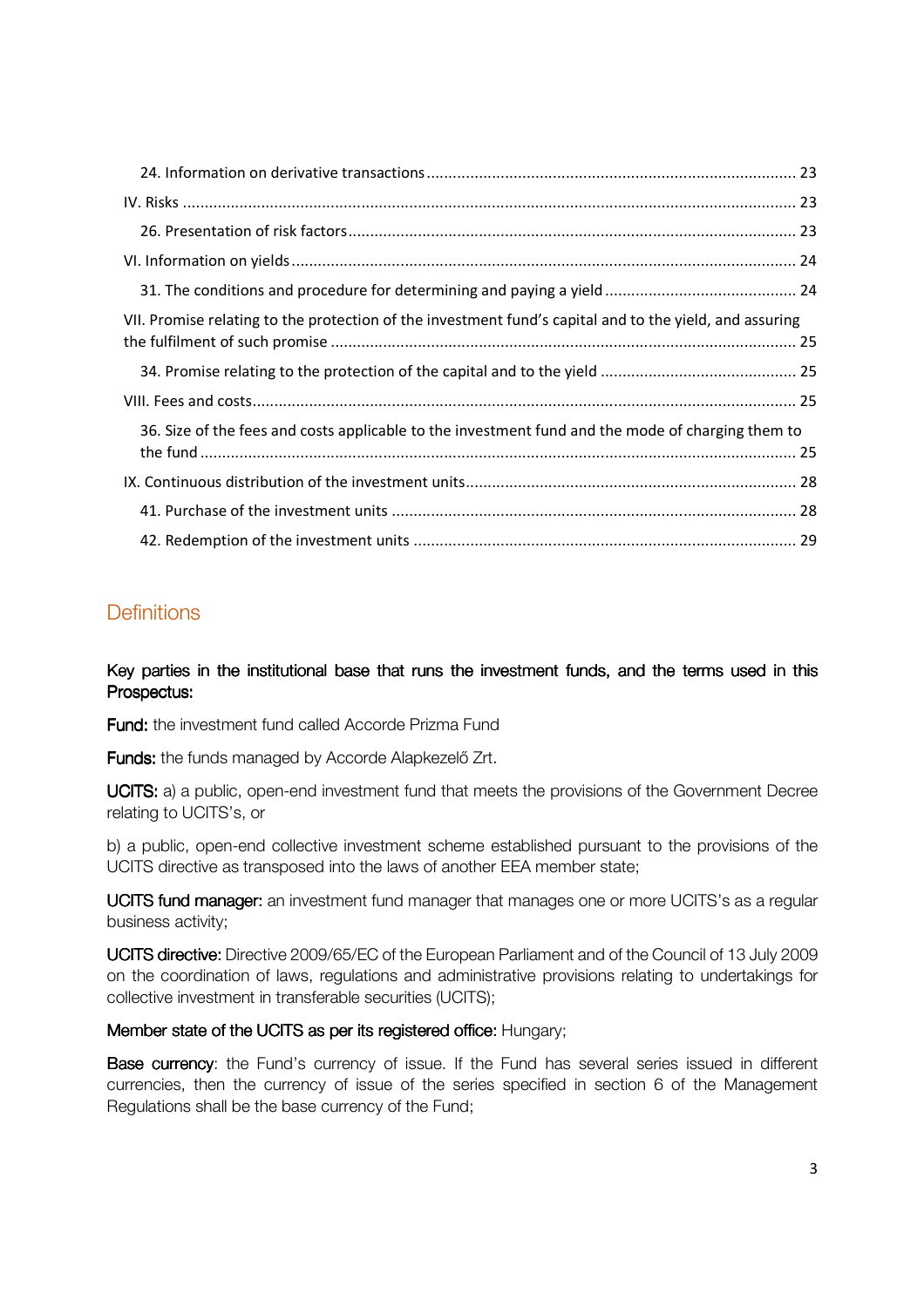- 24. Information on derivative transactions ..... 23
- IV. Risks ..... 23
  - 26. Presentation of risk factors ..... 23
- VI. Information on yields ..... 24
  - 31. The conditions and procedure for determining and paying a yield ..... 24
- VII. Promise relating to the protection of the investment fund's capital and to the yield, and assuring the fulfilment of such promise ..... 25
  - 34. Promise relating to the protection of the capital and to the yield ..... 25
- VIII. Fees and costs ..... 25
  - 36. Size of the fees and costs applicable to the investment fund and the mode of charging them to the fund ..... 25
- IX. Continuous distribution of the investment units ..... 28
  - 41. Purchase of the investment units ..... 28
  - 42. Redemption of the investment units ..... 29

## Definitions

**Key parties in the institutional base that runs the investment funds, and the terms used in this Prospectus:**

**Fund:** the investment fund called Accorde Prizma Fund

**Funds:** the funds managed by Accorde Alapkezelő Zrt.

**UCITS:** a) a public, open-end investment fund that meets the provisions of the Government Decree relating to UCITS's, or

b) a public, open-end collective investment scheme established pursuant to the provisions of the UCITS directive as transposed into the laws of another EEA member state;

**UCITS fund manager:** an investment fund manager that manages one or more UCITS's as a regular business activity;

**UCITS directive:** Directive 2009/65/EC of the European Parliament and of the Council of 13 July 2009 on the coordination of laws, regulations and administrative provisions relating to undertakings for collective investment in transferable securities (UCITS);

**Member state of the UCITS as per its registered office:** Hungary;

**Base currency**: the Fund's currency of issue. If the Fund has several series issued in different currencies, then the currency of issue of the series specified in section 6 of the Management Regulations shall be the base currency of the Fund;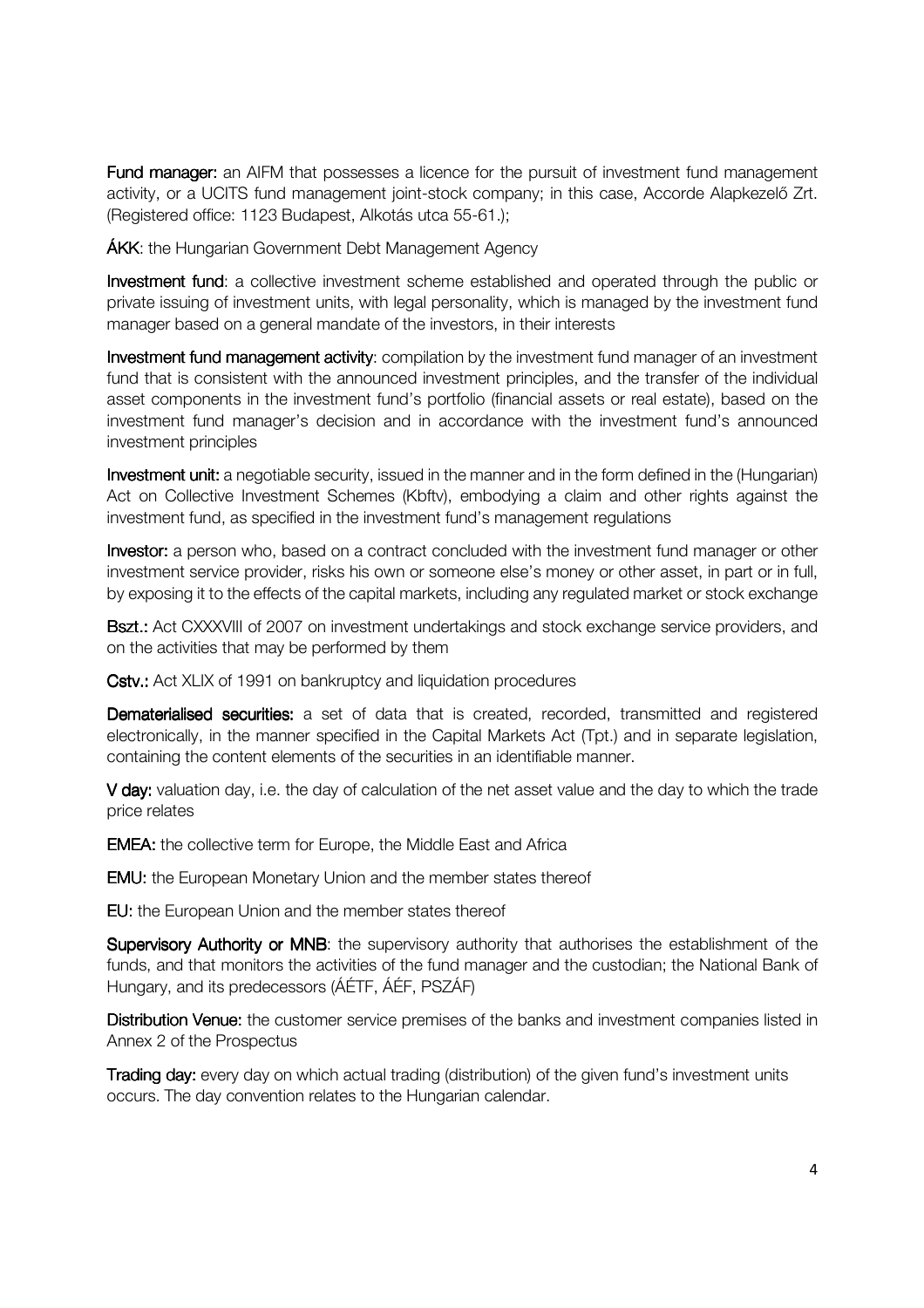**Fund manager:** an AIFM that possesses a licence for the pursuit of investment fund management activity, or a UCITS fund management joint-stock company; in this case, Accorde Alapkezelő Zrt. (Registered office: 1123 Budapest, Alkotás utca 55-61.);

**ÁKK**: the Hungarian Government Debt Management Agency

**Investment fund**: a collective investment scheme established and operated through the public or private issuing of investment units, with legal personality, which is managed by the investment fund manager based on a general mandate of the investors, in their interests

**Investment fund management activity**: compilation by the investment fund manager of an investment fund that is consistent with the announced investment principles, and the transfer of the individual asset components in the investment fund's portfolio (financial assets or real estate), based on the investment fund manager's decision and in accordance with the investment fund's announced investment principles

**Investment unit:** a negotiable security, issued in the manner and in the form defined in the (Hungarian) Act on Collective Investment Schemes (Kbftv), embodying a claim and other rights against the investment fund, as specified in the investment fund's management regulations

**Investor:** a person who, based on a contract concluded with the investment fund manager or other investment service provider, risks his own or someone else's money or other asset, in part or in full, by exposing it to the effects of the capital markets, including any regulated market or stock exchange

**Bszt.:** Act CXXXVIII of 2007 on investment undertakings and stock exchange service providers, and on the activities that may be performed by them

**Cstv.:** Act XLIX of 1991 on bankruptcy and liquidation procedures

**Dematerialised securities:** a set of data that is created, recorded, transmitted and registered electronically, in the manner specified in the Capital Markets Act (Tpt.) and in separate legislation, containing the content elements of the securities in an identifiable manner.

**V day:** valuation day, i.e. the day of calculation of the net asset value and the day to which the trade price relates

**EMEA:** the collective term for Europe, the Middle East and Africa

**EMU:** the European Monetary Union and the member states thereof

**EU:** the European Union and the member states thereof

**Supervisory Authority or MNB**: the supervisory authority that authorises the establishment of the funds, and that monitors the activities of the fund manager and the custodian; the National Bank of Hungary, and its predecessors (ÁÉTF, ÁÉF, PSZÁF)

**Distribution Venue:** the customer service premises of the banks and investment companies listed in Annex 2 of the Prospectus

**Trading day:** every day on which actual trading (distribution) of the given fund's investment units occurs. The day convention relates to the Hungarian calendar.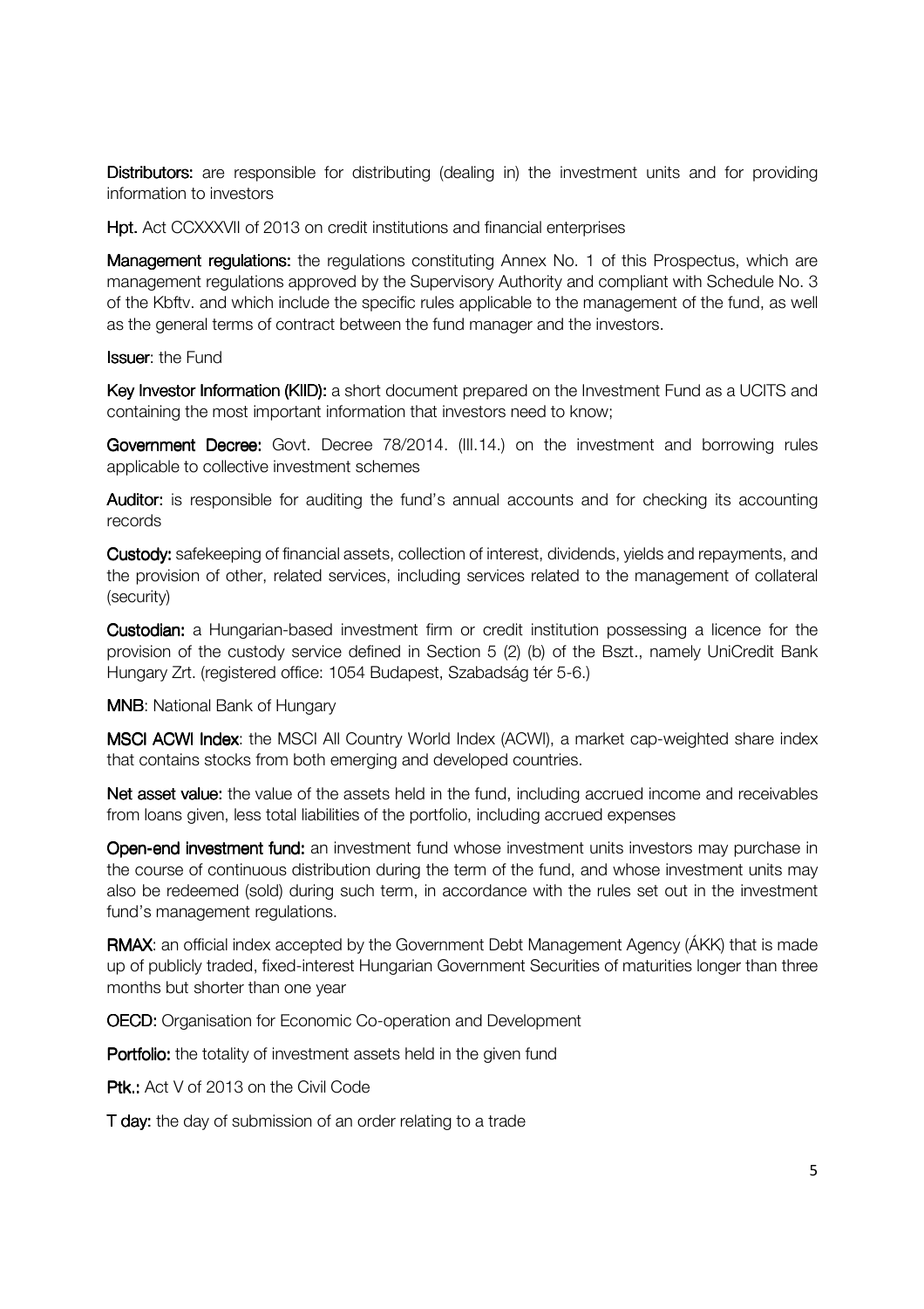**Distributors:** are responsible for distributing (dealing in) the investment units and for providing information to investors

**Hpt.** Act CCXXXVII of 2013 on credit institutions and financial enterprises

**Management regulations:** the regulations constituting Annex No. 1 of this Prospectus, which are management regulations approved by the Supervisory Authority and compliant with Schedule No. 3 of the Kbftv. and which include the specific rules applicable to the management of the fund, as well as the general terms of contract between the fund manager and the investors.

**Issuer**: the Fund

**Key Investor Information (KIID):** a short document prepared on the Investment Fund as a UCITS and containing the most important information that investors need to know;

**Government Decree:** Govt. Decree 78/2014. (III.14.) on the investment and borrowing rules applicable to collective investment schemes

**Auditor:** is responsible for auditing the fund's annual accounts and for checking its accounting records

**Custody:** safekeeping of financial assets, collection of interest, dividends, yields and repayments, and the provision of other, related services, including services related to the management of collateral (security)

**Custodian:** a Hungarian-based investment firm or credit institution possessing a licence for the provision of the custody service defined in Section 5 (2) (b) of the Bszt., namely UniCredit Bank Hungary Zrt. (registered office: 1054 Budapest, Szabadság tér 5-6.)

**MNB**: National Bank of Hungary

**MSCI ACWI Index**: the MSCI All Country World Index (ACWI), a market cap-weighted share index that contains stocks from both emerging and developed countries.

**Net asset value:** the value of the assets held in the fund, including accrued income and receivables from loans given, less total liabilities of the portfolio, including accrued expenses

**Open-end investment fund:** an investment fund whose investment units investors may purchase in the course of continuous distribution during the term of the fund, and whose investment units may also be redeemed (sold) during such term, in accordance with the rules set out in the investment fund's management regulations.

**RMAX**: an official index accepted by the Government Debt Management Agency (ÁKK) that is made up of publicly traded, fixed-interest Hungarian Government Securities of maturities longer than three months but shorter than one year

**OECD:** Organisation for Economic Co-operation and Development

**Portfolio:** the totality of investment assets held in the given fund

**Ptk.:** Act V of 2013 on the Civil Code

**T day:** the day of submission of an order relating to a trade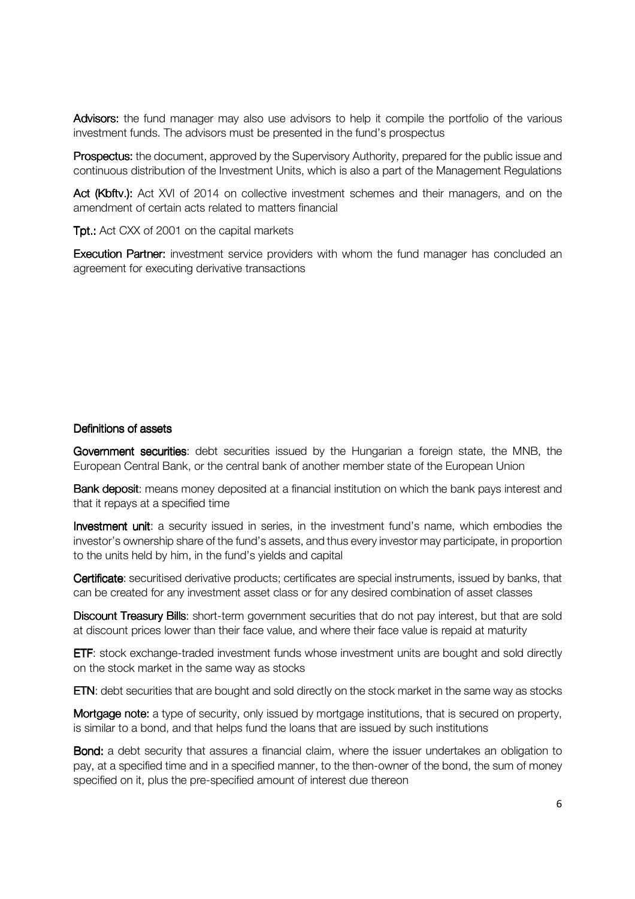**Advisors:** the fund manager may also use advisors to help it compile the portfolio of the various investment funds. The advisors must be presented in the fund's prospectus

**Prospectus:** the document, approved by the Supervisory Authority, prepared for the public issue and continuous distribution of the Investment Units, which is also a part of the Management Regulations

**Act (Kbftv.):** Act XVI of 2014 on collective investment schemes and their managers, and on the amendment of certain acts related to matters financial

**Tpt.:** Act CXX of 2001 on the capital markets

**Execution Partner:** investment service providers with whom the fund manager has concluded an agreement for executing derivative transactions

## Definitions of assets

**Government securities**: debt securities issued by the Hungarian a foreign state, the MNB, the European Central Bank, or the central bank of another member state of the European Union

**Bank deposit**: means money deposited at a financial institution on which the bank pays interest and that it repays at a specified time

**Investment unit**: a security issued in series, in the investment fund's name, which embodies the investor's ownership share of the fund's assets, and thus every investor may participate, in proportion to the units held by him, in the fund's yields and capital

**Certificate**: securitised derivative products; certificates are special instruments, issued by banks, that can be created for any investment asset class or for any desired combination of asset classes

**Discount Treasury Bills**: short-term government securities that do not pay interest, but that are sold at discount prices lower than their face value, and where their face value is repaid at maturity

**ETF**: stock exchange-traded investment funds whose investment units are bought and sold directly on the stock market in the same way as stocks

**ETN**: debt securities that are bought and sold directly on the stock market in the same way as stocks

**Mortgage note:** a type of security, only issued by mortgage institutions, that is secured on property, is similar to a bond, and that helps fund the loans that are issued by such institutions

**Bond:** a debt security that assures a financial claim, where the issuer undertakes an obligation to pay, at a specified time and in a specified manner, to the then-owner of the bond, the sum of money specified on it, plus the pre-specified amount of interest due thereon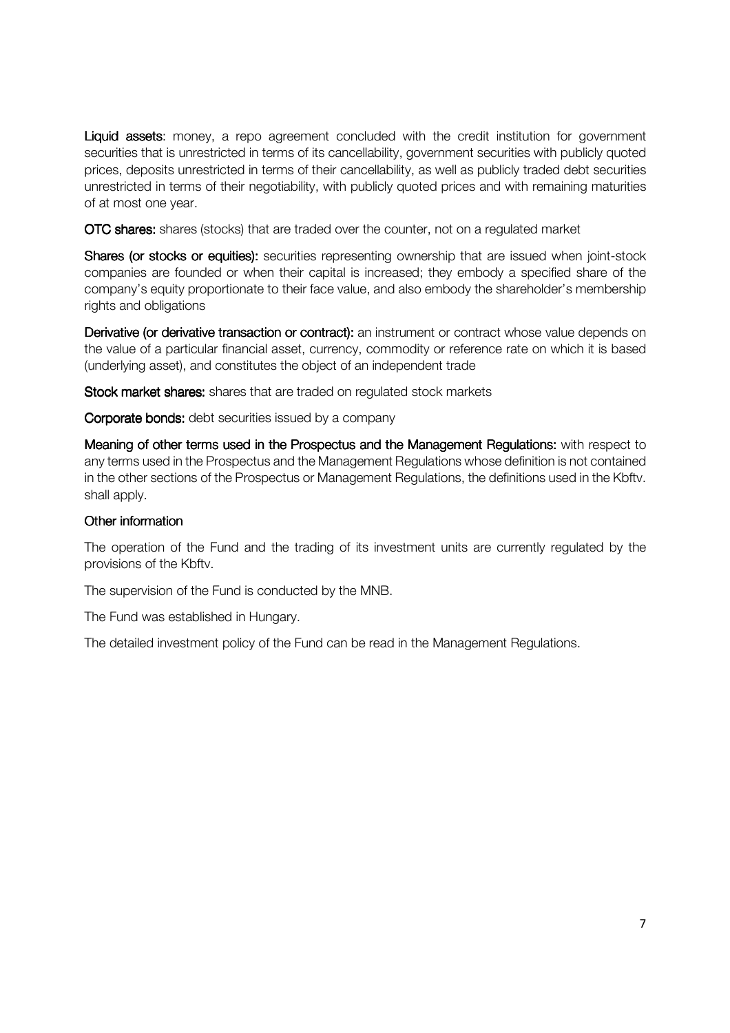**Liquid assets**: money, a repo agreement concluded with the credit institution for government securities that is unrestricted in terms of its cancellability, government securities with publicly quoted prices, deposits unrestricted in terms of their cancellability, as well as publicly traded debt securities unrestricted in terms of their negotiability, with publicly quoted prices and with remaining maturities of at most one year.

**OTC shares:** shares (stocks) that are traded over the counter, not on a regulated market

**Shares (or stocks or equities):** securities representing ownership that are issued when joint-stock companies are founded or when their capital is increased; they embody a specified share of the company's equity proportionate to their face value, and also embody the shareholder's membership rights and obligations

**Derivative (or derivative transaction or contract):** an instrument or contract whose value depends on the value of a particular financial asset, currency, commodity or reference rate on which it is based (underlying asset), and constitutes the object of an independent trade

**Stock market shares:** shares that are traded on regulated stock markets

**Corporate bonds:** debt securities issued by a company

**Meaning of other terms used in the Prospectus and the Management Regulations:** with respect to any terms used in the Prospectus and the Management Regulations whose definition is not contained in the other sections of the Prospectus or Management Regulations, the definitions used in the Kbftv. shall apply.

## Other information

The operation of the Fund and the trading of its investment units are currently regulated by the provisions of the Kbftv.

The supervision of the Fund is conducted by the MNB.

The Fund was established in Hungary.

The detailed investment policy of the Fund can be read in the Management Regulations.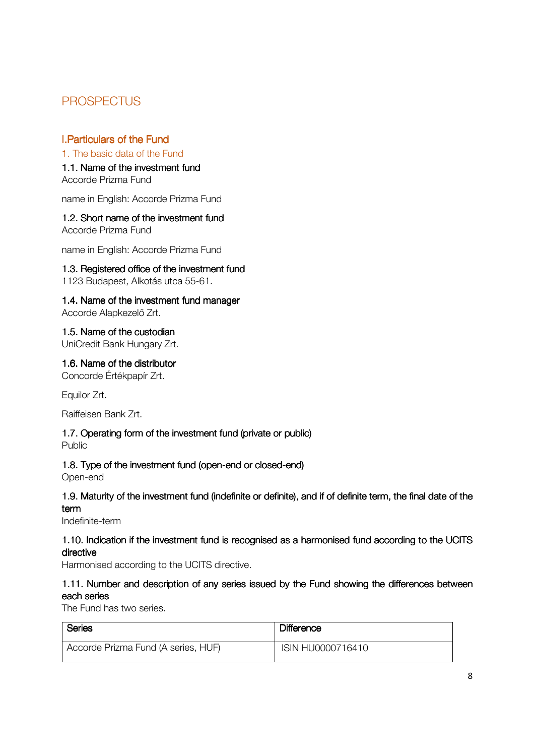# PROSPECTUS

## I.Particulars of the Fund

### 1. The basic data of the Fund

#### 1.1. Name of the investment fund

Accorde Prizma Fund

name in English: Accorde Prizma Fund

#### 1.2. Short name of the investment fund

Accorde Prizma Fund

name in English: Accorde Prizma Fund

#### 1.3. Registered office of the investment fund

1123 Budapest, Alkotás utca 55-61.

#### 1.4. Name of the investment fund manager

Accorde Alapkezelő Zrt.

#### 1.5. Name of the custodian

UniCredit Bank Hungary Zrt.

#### 1.6. Name of the distributor

Concorde Értékpapír Zrt.

Equilor Zrt.

Raiffeisen Bank Zrt.

#### 1.7. Operating form of the investment fund (private or public)

Public

#### 1.8. Type of the investment fund (open-end or closed-end)

Open-end

#### 1.9. Maturity of the investment fund (indefinite or definite), and if of definite term, the final date of the term

Indefinite-term

#### 1.10. Indication if the investment fund is recognised as a harmonised fund according to the UCITS directive

Harmonised according to the UCITS directive.

#### 1.11. Number and description of any series issued by the Fund showing the differences between each series

The Fund has two series.

| Series | Difference |
|---|---|
| Accorde Prizma Fund (A series, HUF) | ISIN HU0000716410 |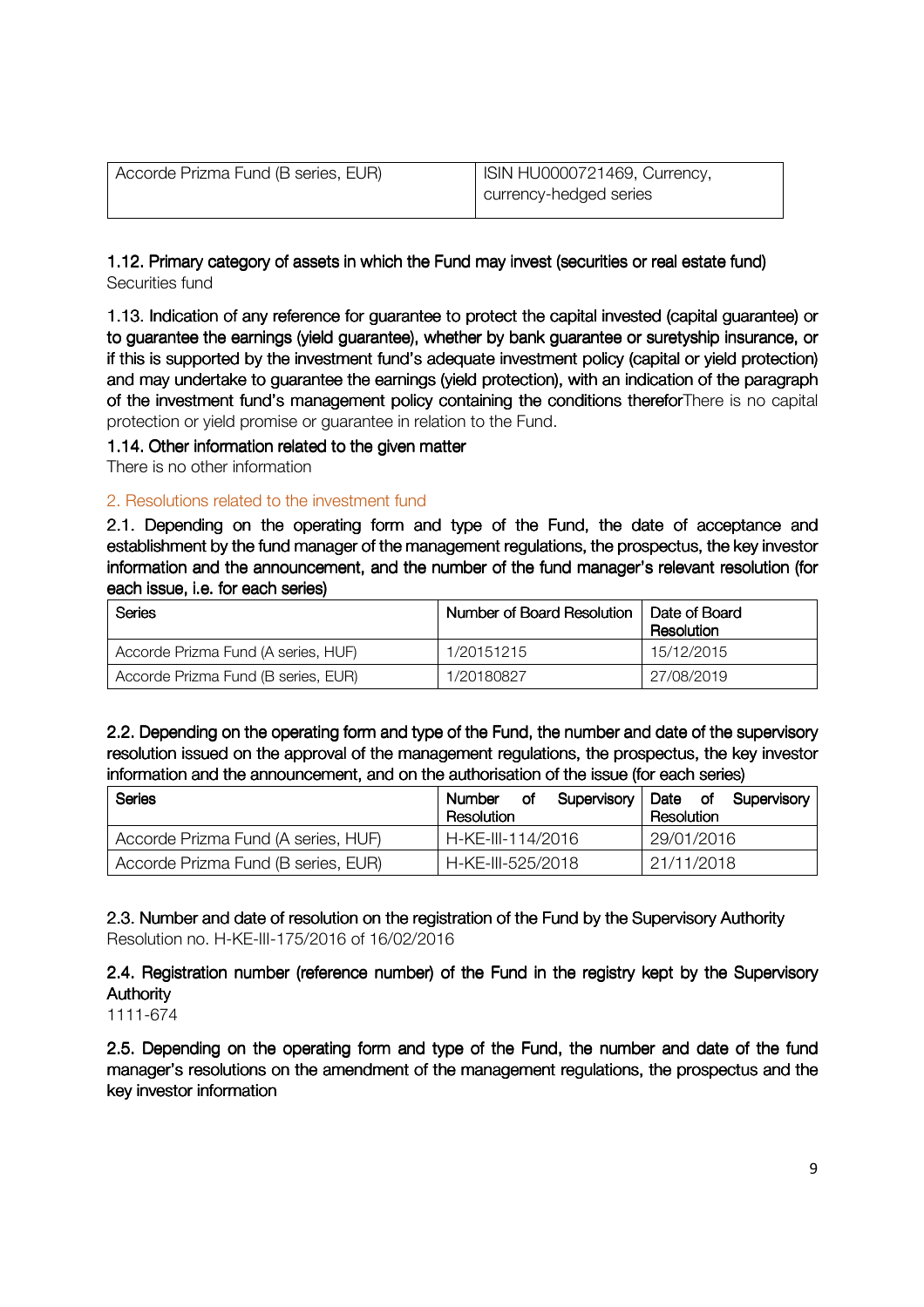| Accorde Prizma Fund (B series, EUR) | ISIN HU0000721469, Currency, currency-hedged series |
|---|---|

**1.12. Primary category of assets in which the Fund may invest (securities or real estate fund)**
Securities fund

**1.13. Indication of any reference for guarantee to protect the capital invested (capital guarantee) or to guarantee the earnings (yield guarantee), whether by bank guarantee or suretyship insurance, or if this is supported by the investment fund's adequate investment policy (capital or yield protection) and may undertake to guarantee the earnings (yield protection), with an indication of the paragraph of the investment fund's management policy containing the conditions therefor**There is no capital protection or yield promise or guarantee in relation to the Fund.

**1.14. Other information related to the given matter**
There is no other information

## 2. Resolutions related to the investment fund

**2.1. Depending on the operating form and type of the Fund, the date of acceptance and establishment by the fund manager of the management regulations, the prospectus, the key investor information and the announcement, and the number of the fund manager's relevant resolution (for each issue, i.e. for each series)**

| Series | Number of Board Resolution | Date of Board Resolution |
|---|---|---|
| Accorde Prizma Fund (A series, HUF) | 1/20151215 | 15/12/2015 |
| Accorde Prizma Fund (B series, EUR) | 1/20180827 | 27/08/2019 |

**2.2. Depending on the operating form and type of the Fund, the number and date of the supervisory resolution issued on the approval of the management regulations, the prospectus, the key investor information and the announcement, and on the authorisation of the issue (for each series)**

| Series | Number of Supervisory Resolution | Date of Supervisory Resolution |
|---|---|---|
| Accorde Prizma Fund (A series, HUF) | H-KE-III-114/2016 | 29/01/2016 |
| Accorde Prizma Fund (B series, EUR) | H-KE-III-525/2018 | 21/11/2018 |

**2.3. Number and date of resolution on the registration of the Fund by the Supervisory Authority**
Resolution no. H-KE-III-175/2016 of 16/02/2016

**2.4. Registration number (reference number) of the Fund in the registry kept by the Supervisory Authority**
1111-674

**2.5. Depending on the operating form and type of the Fund, the number and date of the fund manager's resolutions on the amendment of the management regulations, the prospectus and the key investor information**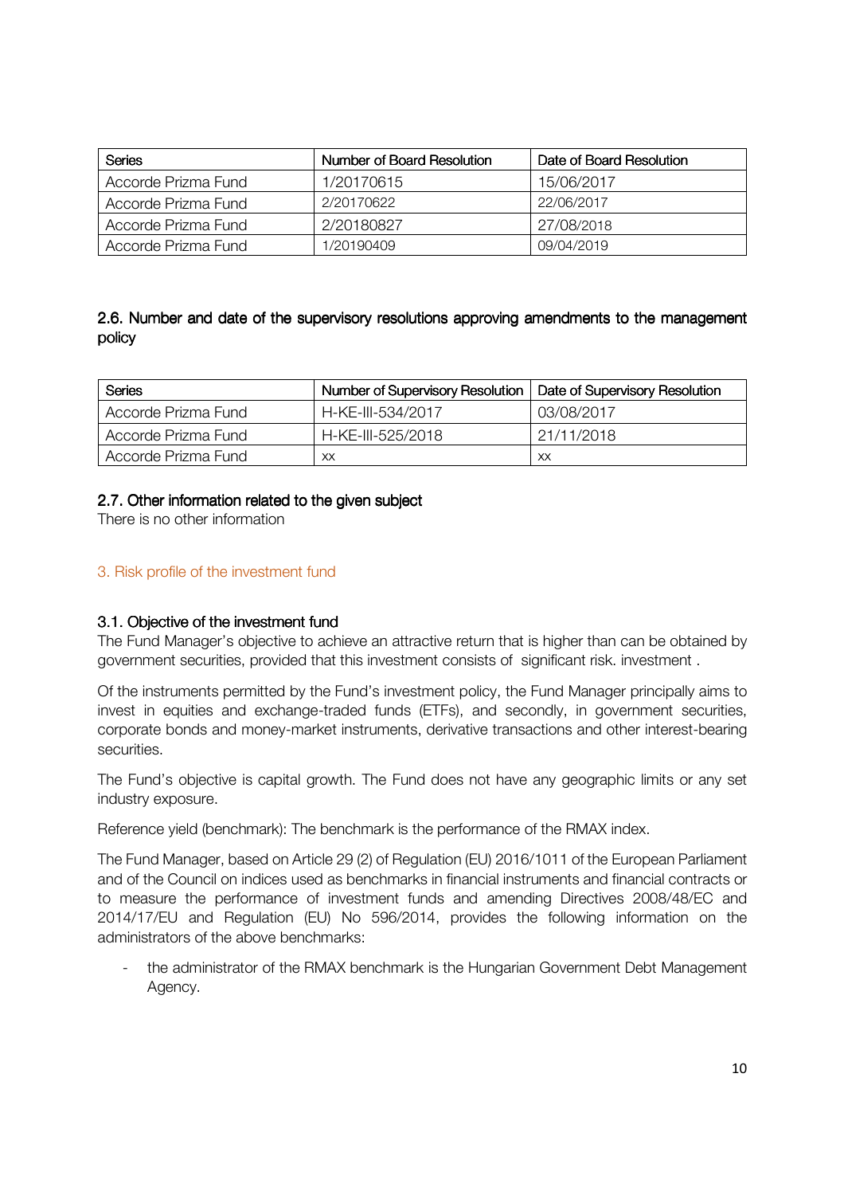| Series | Number of Board Resolution | Date of Board Resolution |
| --- | --- | --- |
| Accorde Prizma Fund | 1/20170615 | 15/06/2017 |
| Accorde Prizma Fund | 2/20170622 | 22/06/2017 |
| Accorde Prizma Fund | 2/20180827 | 27/08/2018 |
| Accorde Prizma Fund | 1/20190409 | 09/04/2019 |

### 2.6. Number and date of the supervisory resolutions approving amendments to the management policy

| Series | Number of Supervisory Resolution | Date of Supervisory Resolution |
| --- | --- | --- |
| Accorde Prizma Fund | H-KE-III-534/2017 | 03/08/2017 |
| Accorde Prizma Fund | H-KE-III-525/2018 | 21/11/2018 |
| Accorde Prizma Fund | xx | xx |

### 2.7. Other information related to the given subject

There is no other information

## 3. Risk profile of the investment fund

### 3.1. Objective of the investment fund

The Fund Manager's objective to achieve an attractive return that is higher than can be obtained by government securities, provided that this investment consists of significant risk. investment .

Of the instruments permitted by the Fund's investment policy, the Fund Manager principally aims to invest in equities and exchange-traded funds (ETFs), and secondly, in government securities, corporate bonds and money-market instruments, derivative transactions and other interest-bearing securities.

The Fund's objective is capital growth. The Fund does not have any geographic limits or any set industry exposure.

Reference yield (benchmark): The benchmark is the performance of the RMAX index.

The Fund Manager, based on Article 29 (2) of Regulation (EU) 2016/1011 of the European Parliament and of the Council on indices used as benchmarks in financial instruments and financial contracts or to measure the performance of investment funds and amending Directives 2008/48/EC and 2014/17/EU and Regulation (EU) No 596/2014, provides the following information on the administrators of the above benchmarks:

- the administrator of the RMAX benchmark is the Hungarian Government Debt Management Agency.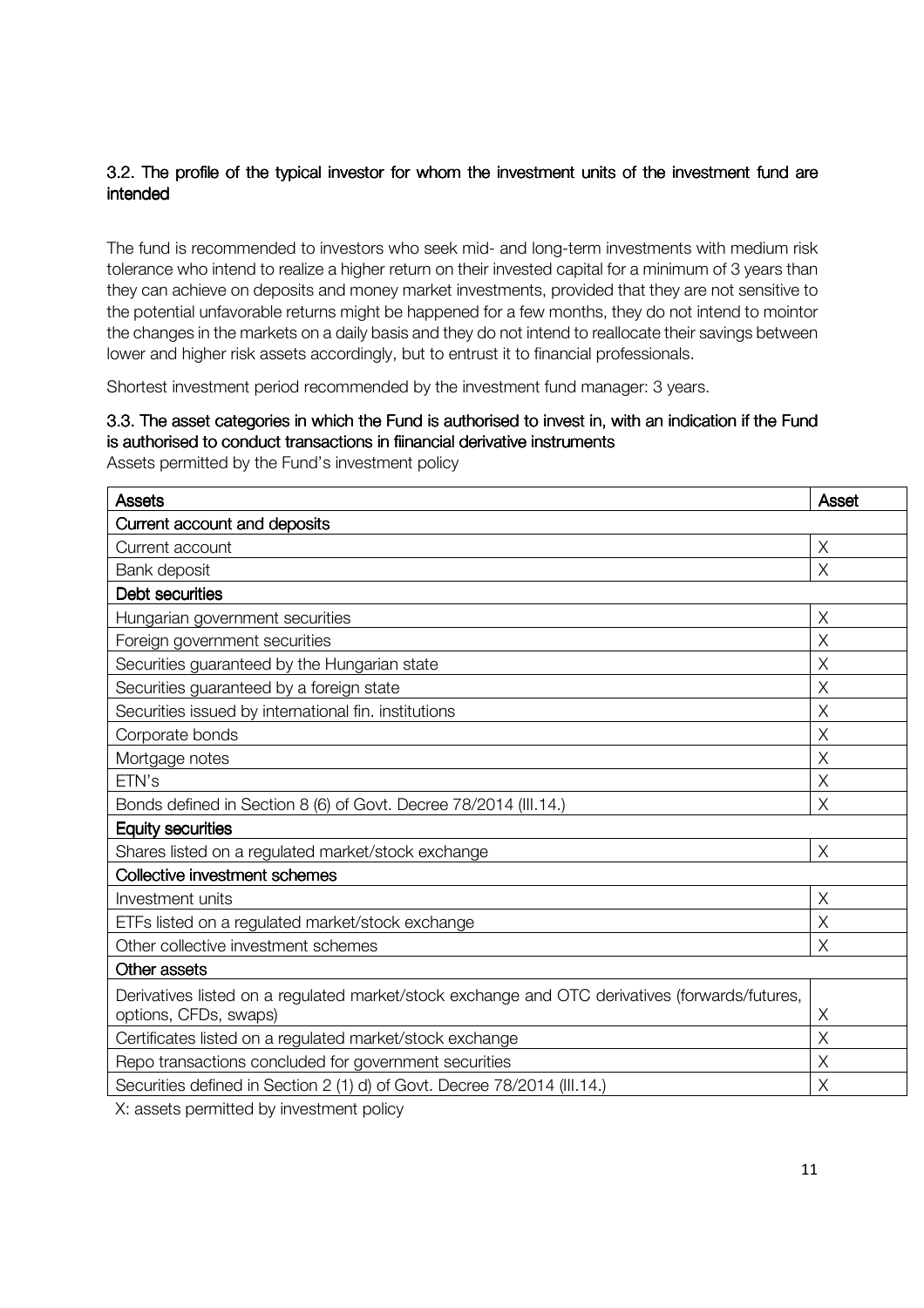### 3.2. The profile of the typical investor for whom the investment units of the investment fund are intended

The fund is recommended to investors who seek mid- and long-term investments with medium risk tolerance who intend to realize a higher return on their invested capital for a minimum of 3 years than they can achieve on deposits and money market investments, provided that they are not sensitive to the potential unfavorable returns might be happened for a few months, they do not intend to mointor the changes in the markets on a daily basis and they do not intend to reallocate their savings between lower and higher risk assets accordingly, but to entrust it to financial professionals.

Shortest investment period recommended by the investment fund manager: 3 years.

### 3.3. The asset categories in which the Fund is authorised to invest in, with an indication if the Fund is authorised to conduct transactions in fiinancial derivative instruments

Assets permitted by the Fund's investment policy

| **Assets** | **Asset** |
|---|---|
| **Current account and deposits** | |
| Current account | X |
| Bank deposit | X |
| **Debt securities** | |
| Hungarian government securities | X |
| Foreign government securities | X |
| Securities guaranteed by the Hungarian state | X |
| Securities guaranteed by a foreign state | X |
| Securities issued by international fin. institutions | X |
| Corporate bonds | X |
| Mortgage notes | X |
| ETN's | X |
| Bonds defined in Section 8 (6) of Govt. Decree 78/2014 (III.14.) | X |
| **Equity securities** | |
| Shares listed on a regulated market/stock exchange | X |
| **Collective investment schemes** | |
| Investment units | X |
| ETFs listed on a regulated market/stock exchange | X |
| Other collective investment schemes | X |
| **Other assets** | |
| Derivatives listed on a regulated market/stock exchange and OTC derivatives (forwards/futures, options, CFDs, swaps) | X |
| Certificates listed on a regulated market/stock exchange | X |
| Repo transactions concluded for government securities | X |
| Securities defined in Section 2 (1) d) of Govt. Decree 78/2014 (III.14.) | X |

X: assets permitted by investment policy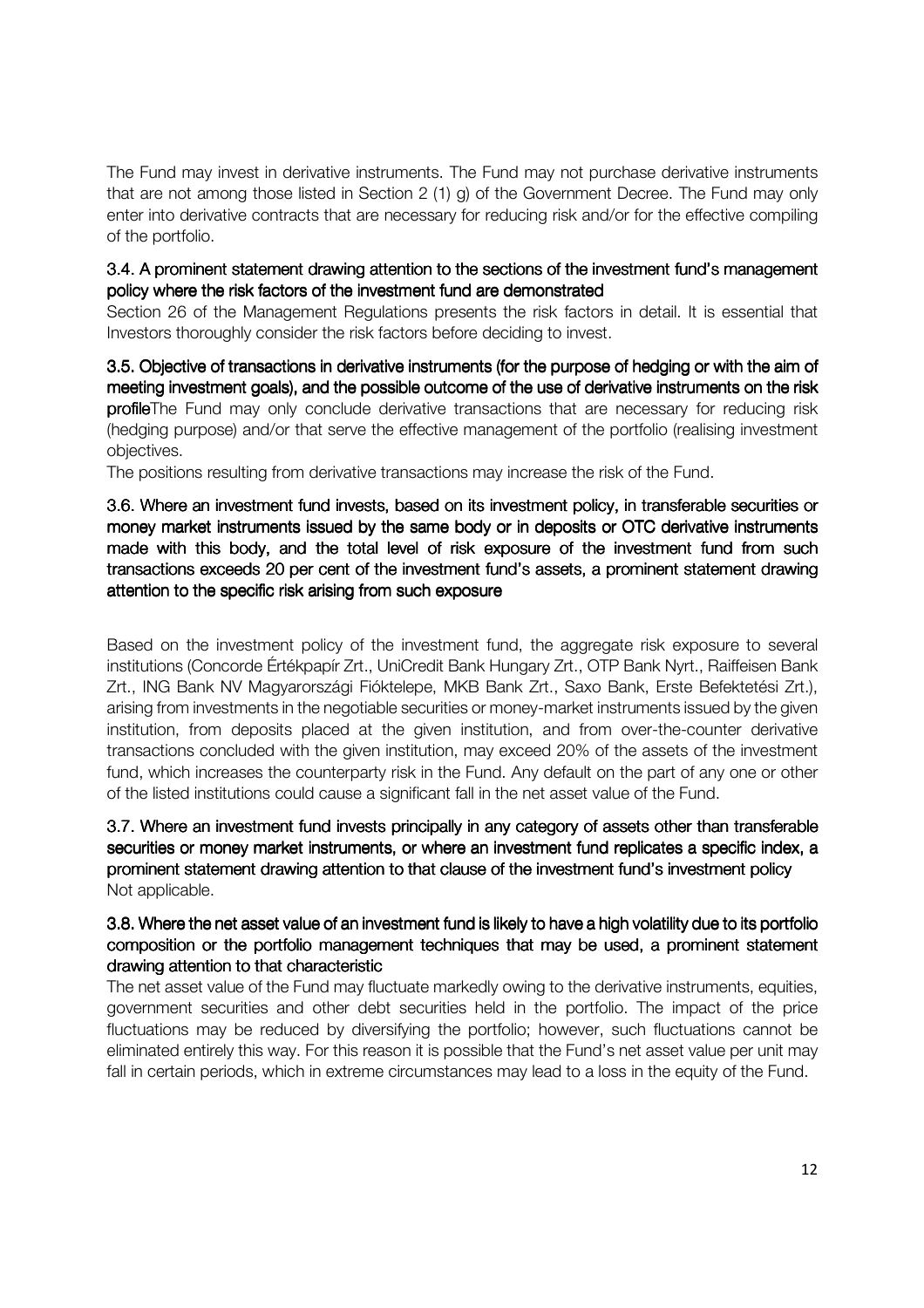The Fund may invest in derivative instruments. The Fund may not purchase derivative instruments that are not among those listed in Section 2 (1) g) of the Government Decree. The Fund may only enter into derivative contracts that are necessary for reducing risk and/or for the effective compiling of the portfolio.

### 3.4. A prominent statement drawing attention to the sections of the investment fund's management policy where the risk factors of the investment fund are demonstrated

Section 26 of the Management Regulations presents the risk factors in detail. It is essential that Investors thoroughly consider the risk factors before deciding to invest.

### 3.5. Objective of transactions in derivative instruments (for the purpose of hedging or with the aim of meeting investment goals), and the possible outcome of the use of derivative instruments on the risk profile

The Fund may only conclude derivative transactions that are necessary for reducing risk (hedging purpose) and/or that serve the effective management of the portfolio (realising investment objectives.

The positions resulting from derivative transactions may increase the risk of the Fund.

### 3.6. Where an investment fund invests, based on its investment policy, in transferable securities or money market instruments issued by the same body or in deposits or OTC derivative instruments made with this body, and the total level of risk exposure of the investment fund from such transactions exceeds 20 per cent of the investment fund's assets, a prominent statement drawing attention to the specific risk arising from such exposure

Based on the investment policy of the investment fund, the aggregate risk exposure to several institutions (Concorde Értékpapír Zrt., UniCredit Bank Hungary Zrt., OTP Bank Nyrt., Raiffeisen Bank Zrt., ING Bank NV Magyarországi Fióktelepe, MKB Bank Zrt., Saxo Bank, Erste Befektetési Zrt.), arising from investments in the negotiable securities or money-market instruments issued by the given institution, from deposits placed at the given institution, and from over-the-counter derivative transactions concluded with the given institution, may exceed 20% of the assets of the investment fund, which increases the counterparty risk in the Fund. Any default on the part of any one or other of the listed institutions could cause a significant fall in the net asset value of the Fund.

### 3.7. Where an investment fund invests principally in any category of assets other than transferable securities or money market instruments, or where an investment fund replicates a specific index, a prominent statement drawing attention to that clause of the investment fund's investment policy

Not applicable.

### 3.8. Where the net asset value of an investment fund is likely to have a high volatility due to its portfolio composition or the portfolio management techniques that may be used, a prominent statement drawing attention to that characteristic

The net asset value of the Fund may fluctuate markedly owing to the derivative instruments, equities, government securities and other debt securities held in the portfolio. The impact of the price fluctuations may be reduced by diversifying the portfolio; however, such fluctuations cannot be eliminated entirely this way. For this reason it is possible that the Fund's net asset value per unit may fall in certain periods, which in extreme circumstances may lead to a loss in the equity of the Fund.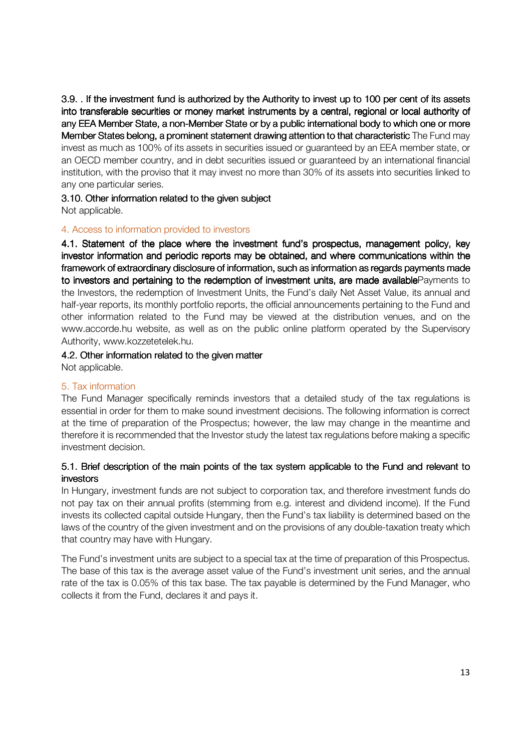**3.9. . If the investment fund is authorized by the Authority to invest up to 100 per cent of its assets into transferable securities or money market instruments by a central, regional or local authority of any EEA Member State, a non-Member State or by a public international body to which one or more Member States belong, a prominent statement drawing attention to that characteristic** The Fund may invest as much as 100% of its assets in securities issued or guaranteed by an EEA member state, or an OECD member country, and in debt securities issued or guaranteed by an international financial institution, with the proviso that it may invest no more than 30% of its assets into securities linked to any one particular series.

**3.10. Other information related to the given subject**

Not applicable.

## 4. Access to information provided to investors

**4.1. Statement of the place where the investment fund's prospectus, management policy, key investor information and periodic reports may be obtained, and where communications within the framework of extraordinary disclosure of information, such as information as regards payments made to investors and pertaining to the redemption of investment units, are made available**Payments to the Investors, the redemption of Investment Units, the Fund's daily Net Asset Value, its annual and half-year reports, its monthly portfolio reports, the official announcements pertaining to the Fund and other information related to the Fund may be viewed at the distribution venues, and on the www.accorde.hu website, as well as on the public online platform operated by the Supervisory Authority, www.kozzetetelek.hu.

**4.2. Other information related to the given matter**

Not applicable.

## 5. Tax information

The Fund Manager specifically reminds investors that a detailed study of the tax regulations is essential in order for them to make sound investment decisions. The following information is correct at the time of preparation of the Prospectus; however, the law may change in the meantime and therefore it is recommended that the Investor study the latest tax regulations before making a specific investment decision.

**5.1. Brief description of the main points of the tax system applicable to the Fund and relevant to investors**

In Hungary, investment funds are not subject to corporation tax, and therefore investment funds do not pay tax on their annual profits (stemming from e.g. interest and dividend income). If the Fund invests its collected capital outside Hungary, then the Fund's tax liability is determined based on the laws of the country of the given investment and on the provisions of any double-taxation treaty which that country may have with Hungary.

The Fund's investment units are subject to a special tax at the time of preparation of this Prospectus. The base of this tax is the average asset value of the Fund's investment unit series, and the annual rate of the tax is 0.05% of this tax base. The tax payable is determined by the Fund Manager, who collects it from the Fund, declares it and pays it.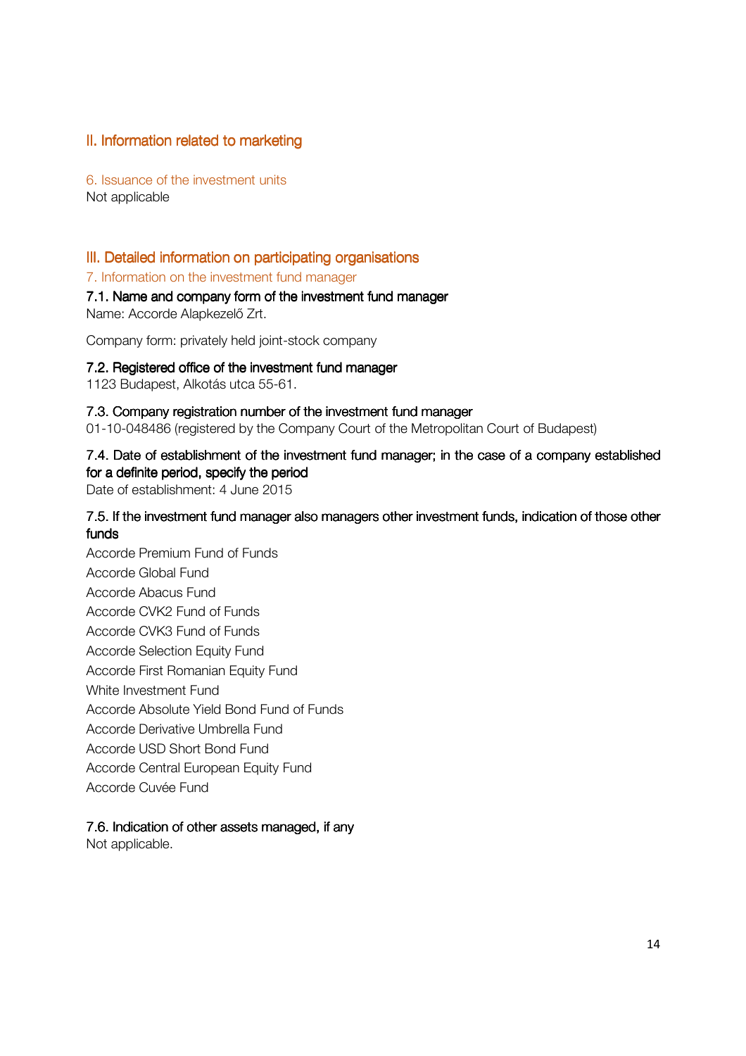## II. Information related to marketing

### 6. Issuance of the investment units

Not applicable

## III. Detailed information on participating organisations

### 7. Information on the investment fund manager

#### 7.1. Name and company form of the investment fund manager

Name: Accorde Alapkezelő Zrt.

Company form: privately held joint-stock company

#### 7.2. Registered office of the investment fund manager

1123 Budapest, Alkotás utca 55-61.

#### 7.3. Company registration number of the investment fund manager

01-10-048486 (registered by the Company Court of the Metropolitan Court of Budapest)

#### 7.4. Date of establishment of the investment fund manager; in the case of a company established for a definite period, specify the period

Date of establishment: 4 June 2015

#### 7.5. If the investment fund manager also managers other investment funds, indication of those other funds

Accorde Premium Fund of Funds

Accorde Global Fund

Accorde Abacus Fund

Accorde CVK2 Fund of Funds

Accorde CVK3 Fund of Funds

Accorde Selection Equity Fund

Accorde First Romanian Equity Fund

White Investment Fund

Accorde Absolute Yield Bond Fund of Funds

Accorde Derivative Umbrella Fund

Accorde USD Short Bond Fund

Accorde Central European Equity Fund

Accorde Cuvée Fund

#### 7.6. Indication of other assets managed, if any

Not applicable.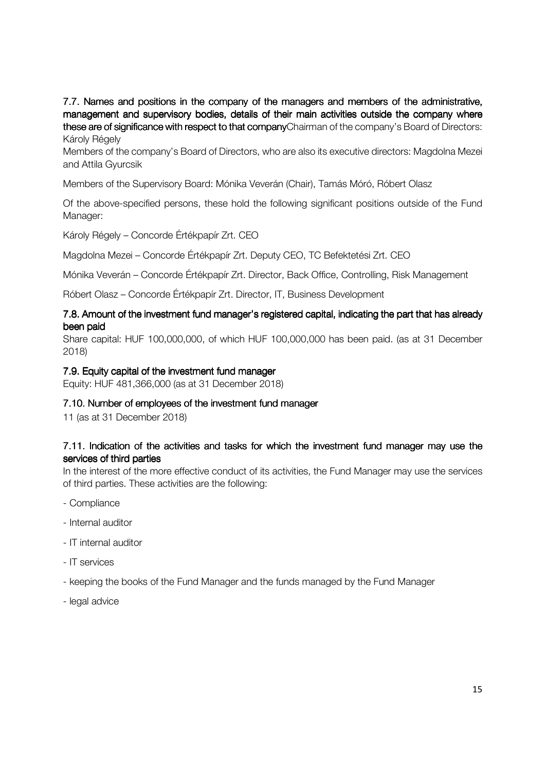### 7.7. Names and positions in the company of the managers and members of the administrative, management and supervisory bodies, details of their main activities outside the company where these are of significance with respect to that company

Chairman of the company's Board of Directors: Károly Régely

Members of the company's Board of Directors, who are also its executive directors: Magdolna Mezei and Attila Gyurcsik

Members of the Supervisory Board: Mónika Veverán (Chair), Tamás Móró, Róbert Olasz

Of the above-specified persons, these hold the following significant positions outside of the Fund Manager:

Károly Régely – Concorde Értékpapír Zrt. CEO

Magdolna Mezei – Concorde Értékpapír Zrt. Deputy CEO, TC Befektetési Zrt. CEO

Mónika Veverán – Concorde Értékpapír Zrt. Director, Back Office, Controlling, Risk Management

Róbert Olasz – Concorde Értékpapír Zrt. Director, IT, Business Development

### 7.8. Amount of the investment fund manager's registered capital, indicating the part that has already been paid

Share capital: HUF 100,000,000, of which HUF 100,000,000 has been paid. (as at 31 December 2018)

### 7.9. Equity capital of the investment fund manager

Equity: HUF 481,366,000 (as at 31 December 2018)

### 7.10. Number of employees of the investment fund manager

11 (as at 31 December 2018)

### 7.11. Indication of the activities and tasks for which the investment fund manager may use the services of third parties

In the interest of the more effective conduct of its activities, the Fund Manager may use the services of third parties. These activities are the following:

- Compliance
- Internal auditor
- IT internal auditor
- IT services
- keeping the books of the Fund Manager and the funds managed by the Fund Manager
- legal advice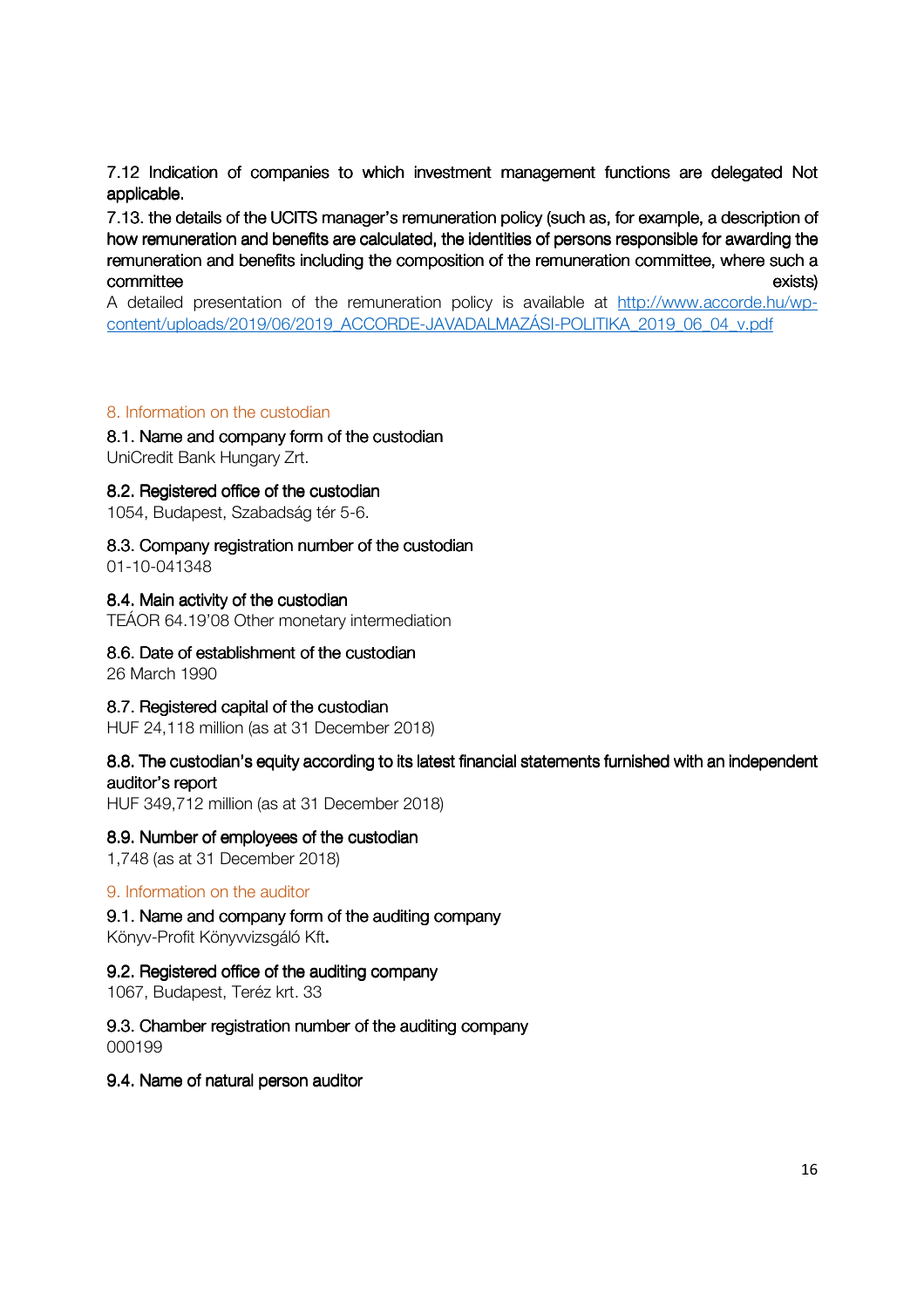7.12 Indication of companies to which investment management functions are delegated Not applicable.

7.13. the details of the UCITS manager's remuneration policy (such as, for example, a description of how remuneration and benefits are calculated, the identities of persons responsible for awarding the remuneration and benefits including the composition of the remuneration committee, where such a committee exists)

A detailed presentation of the remuneration policy is available at [http://www.accorde.hu/wp-content/uploads/2019/06/2019_ACCORDE-JAVADALMAZÁSI-POLITIKA_2019_06_04_v.pdf](http://www.accorde.hu/wp-content/uploads/2019/06/2019_ACCORDE-JAVADALMAZÁSI-POLITIKA_2019_06_04_v.pdf)

## 8. Information on the custodian

**8.1. Name and company form of the custodian**
UniCredit Bank Hungary Zrt.

**8.2. Registered office of the custodian**
1054, Budapest, Szabadság tér 5-6.

**8.3. Company registration number of the custodian**
01-10-041348

**8.4. Main activity of the custodian**
TEÁOR 64.19'08 Other monetary intermediation

**8.6. Date of establishment of the custodian**
26 March 1990

**8.7. Registered capital of the custodian**
HUF 24,118 million (as at 31 December 2018)

**8.8. The custodian's equity according to its latest financial statements furnished with an independent auditor's report**
HUF 349,712 million (as at 31 December 2018)

**8.9. Number of employees of the custodian**
1,748 (as at 31 December 2018)

## 9. Information on the auditor

**9.1. Name and company form of the auditing company**
Könyv-Profit Könyvvizsgáló Kft.

**9.2. Registered office of the auditing company**
1067, Budapest, Teréz krt. 33

**9.3. Chamber registration number of the auditing company**
000199

**9.4. Name of natural person auditor**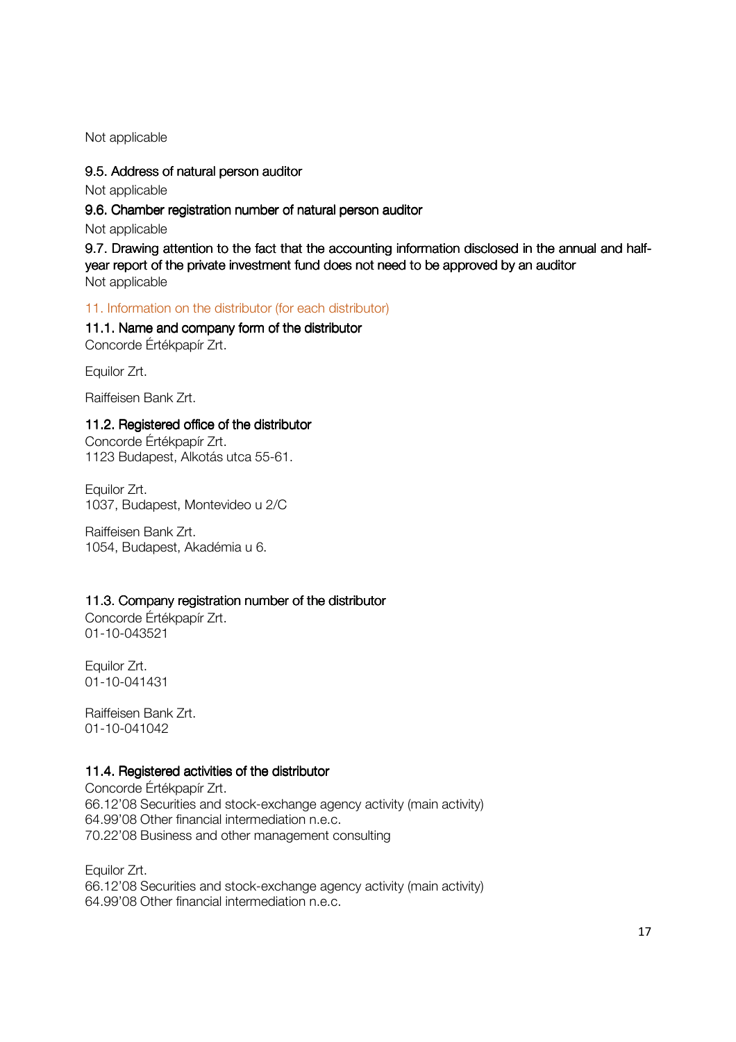Not applicable

### 9.5. Address of natural person auditor

Not applicable

### 9.6. Chamber registration number of natural person auditor

Not applicable

### 9.7. Drawing attention to the fact that the accounting information disclosed in the annual and half-year report of the private investment fund does not need to be approved by an auditor

Not applicable

## 11. Information on the distributor (for each distributor)

### 11.1. Name and company form of the distributor

Concorde Értékpapír Zrt.

Equilor Zrt.

Raiffeisen Bank Zrt.

### 11.2. Registered office of the distributor

Concorde Értékpapír Zrt.
1123 Budapest, Alkotás utca 55-61.

Equilor Zrt.
1037, Budapest, Montevideo u 2/C

Raiffeisen Bank Zrt.
1054, Budapest, Akadémia u 6.

### 11.3. Company registration number of the distributor

Concorde Értékpapír Zrt.
01-10-043521

Equilor Zrt.
01-10-041431

Raiffeisen Bank Zrt.
01-10-041042

### 11.4. Registered activities of the distributor

Concorde Értékpapír Zrt.
66.12'08 Securities and stock-exchange agency activity (main activity)
64.99'08 Other financial intermediation n.e.c.
70.22'08 Business and other management consulting

Equilor Zrt.
66.12'08 Securities and stock-exchange agency activity (main activity)
64.99'08 Other financial intermediation n.e.c.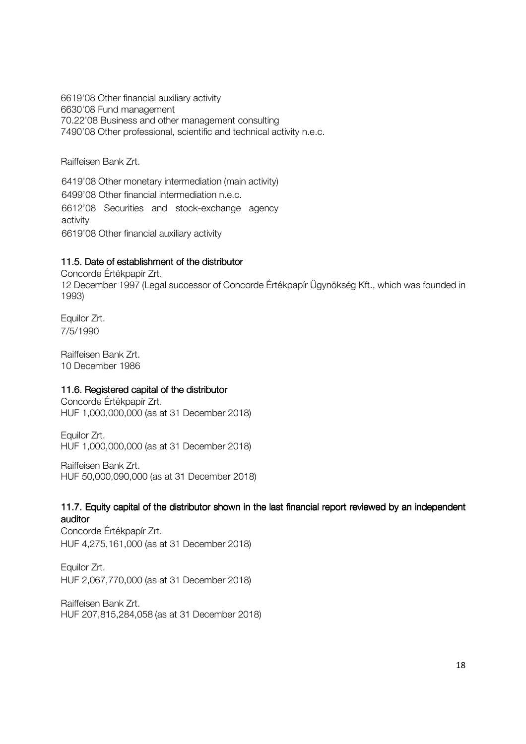6619'08 Other financial auxiliary activity
6630'08 Fund management
70.22'08 Business and other management consulting
7490'08 Other professional, scientific and technical activity n.e.c.

Raiffeisen Bank Zrt.

6419'08 Other monetary intermediation (main activity)
6499'08 Other financial intermediation n.e.c.
6612'08 Securities and stock-exchange agency activity
6619'08 Other financial auxiliary activity

### 11.5. Date of establishment of the distributor

Concorde Értékpapír Zrt.
12 December 1997 (Legal successor of Concorde Értékpapír Ügynökség Kft., which was founded in 1993)

Equilor Zrt.
7/5/1990

Raiffeisen Bank Zrt.
10 December 1986

### 11.6. Registered capital of the distributor

Concorde Értékpapír Zrt.
HUF 1,000,000,000 (as at 31 December 2018)

Equilor Zrt.
HUF 1,000,000,000 (as at 31 December 2018)

Raiffeisen Bank Zrt.
HUF 50,000,090,000 (as at 31 December 2018)

### 11.7. Equity capital of the distributor shown in the last financial report reviewed by an independent auditor

Concorde Értékpapír Zrt.
HUF 4,275,161,000 (as at 31 December 2018)

Equilor Zrt.
HUF 2,067,770,000 (as at 31 December 2018)

Raiffeisen Bank Zrt.
HUF 207,815,284,058 (as at 31 December 2018)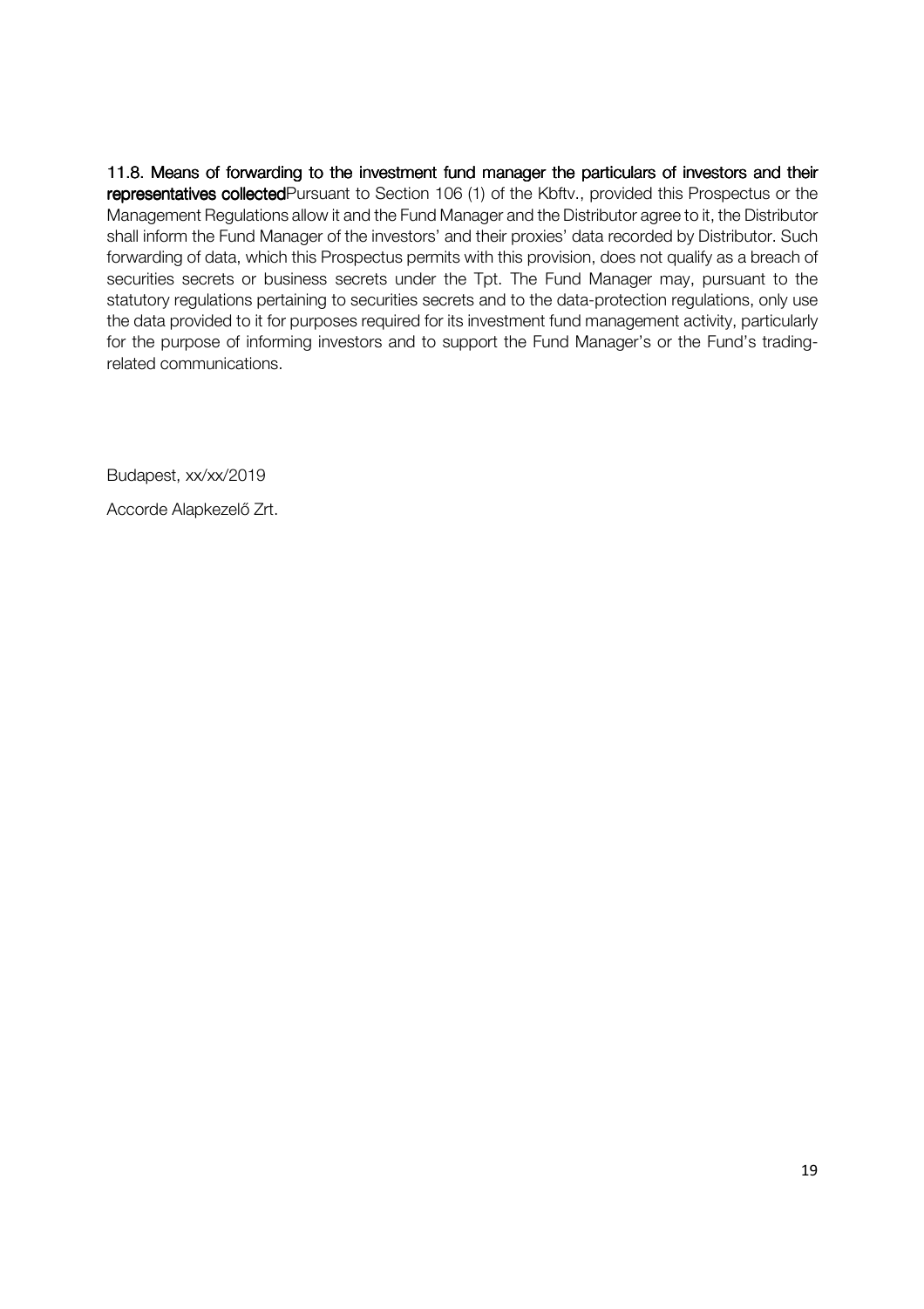**11.8. Means of forwarding to the investment fund manager the particulars of investors and their representatives collected**

Pursuant to Section 106 (1) of the Kbftv., provided this Prospectus or the Management Regulations allow it and the Fund Manager and the Distributor agree to it, the Distributor shall inform the Fund Manager of the investors' and their proxies' data recorded by Distributor. Such forwarding of data, which this Prospectus permits with this provision, does not qualify as a breach of securities secrets or business secrets under the Tpt. The Fund Manager may, pursuant to the statutory regulations pertaining to securities secrets and to the data-protection regulations, only use the data provided to it for purposes required for its investment fund management activity, particularly for the purpose of informing investors and to support the Fund Manager's or the Fund's trading-related communications.

Budapest, xx/xx/2019

Accorde Alapkezelő Zrt.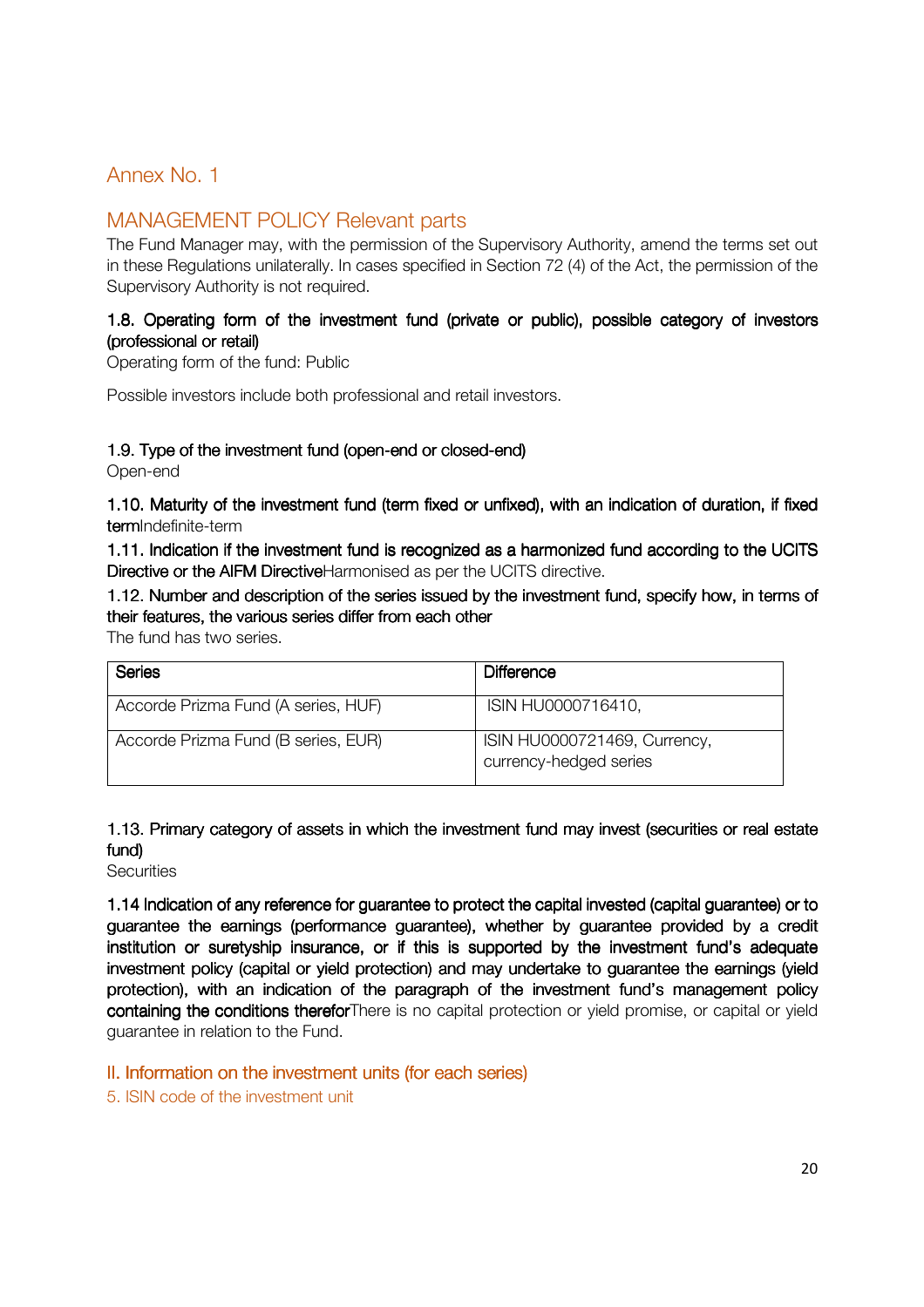## Annex No. 1

## MANAGEMENT POLICY Relevant parts

The Fund Manager may, with the permission of the Supervisory Authority, amend the terms set out in these Regulations unilaterally. In cases specified in Section 72 (4) of the Act, the permission of the Supervisory Authority is not required.

**1.8. Operating form of the investment fund (private or public), possible category of investors (professional or retail)**

Operating form of the fund: Public

Possible investors include both professional and retail investors.

**1.9. Type of the investment fund (open-end or closed-end)**

Open-end

**1.10. Maturity of the investment fund (term fixed or unfixed), with an indication of duration, if fixed term**Indefinite-term

**1.11. Indication if the investment fund is recognized as a harmonized fund according to the UCITS Directive or the AIFM Directive**Harmonised as per the UCITS directive.

**1.12. Number and description of the series issued by the investment fund, specify how, in terms of their features, the various series differ from each other**

The fund has two series.

| Series | Difference |
|---|---|
| Accorde Prizma Fund (A series, HUF) | ISIN HU0000716410, |
| Accorde Prizma Fund (B series, EUR) | ISIN HU0000721469, Currency, currency-hedged series |

**1.13. Primary category of assets in which the investment fund may invest (securities or real estate fund)**

Securities

**1.14 Indication of any reference for guarantee to protect the capital invested (capital guarantee) or to guarantee the earnings (performance guarantee), whether by guarantee provided by a credit institution or suretyship insurance, or if this is supported by the investment fund's adequate investment policy (capital or yield protection) and may undertake to guarantee the earnings (yield protection), with an indication of the paragraph of the investment fund's management policy containing the conditions therefor**There is no capital protection or yield promise, or capital or yield guarantee in relation to the Fund.

## II. Information on the investment units (for each series)

### 5. ISIN code of the investment unit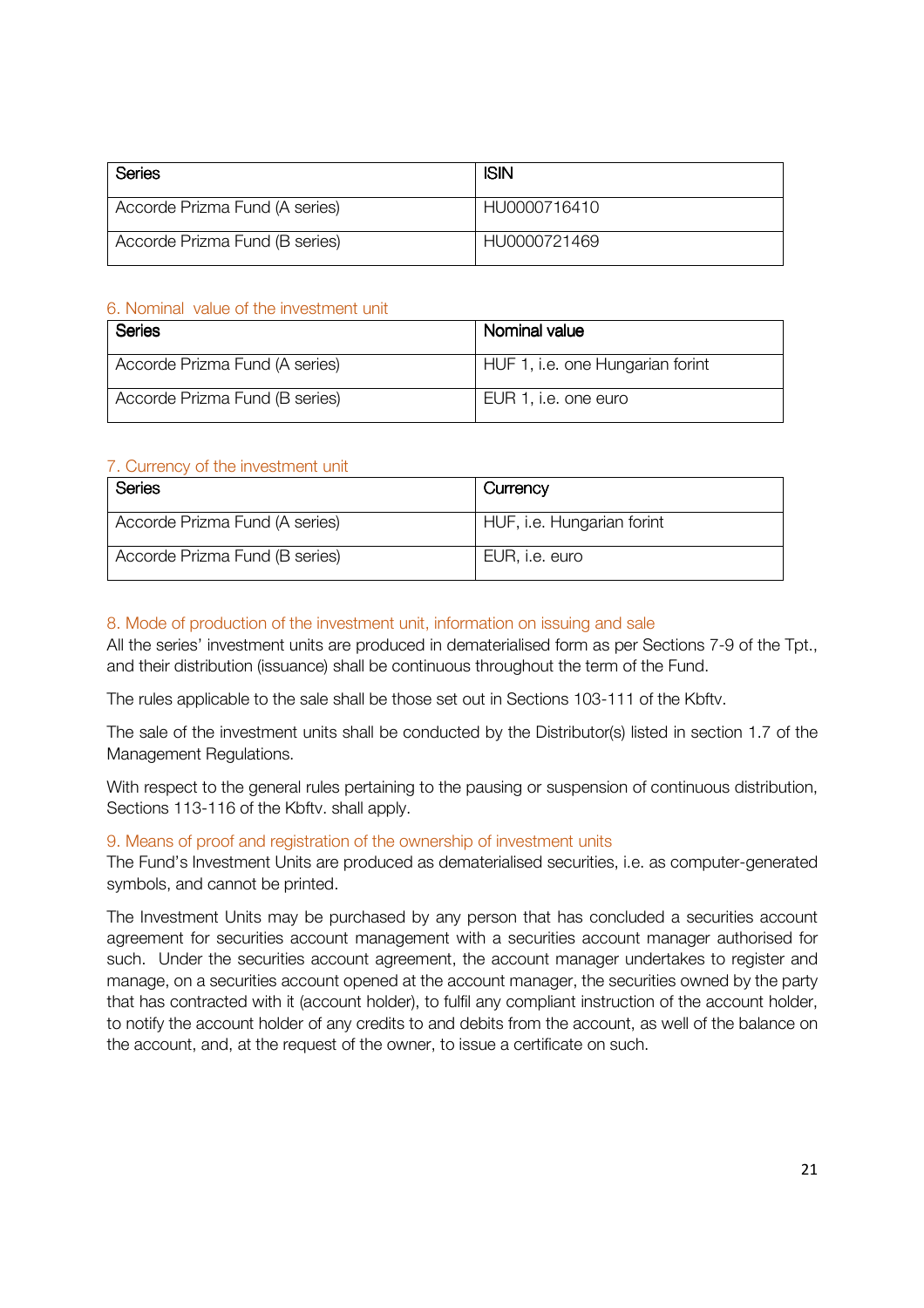| Series | ISIN |
| --- | --- |
| Accorde Prizma Fund (A series) | HU0000716410 |
| Accorde Prizma Fund (B series) | HU0000721469 |

### 6. Nominal value of the investment unit

| Series | Nominal value |
| --- | --- |
| Accorde Prizma Fund (A series) | HUF 1, i.e. one Hungarian forint |
| Accorde Prizma Fund (B series) | EUR 1, i.e. one euro |

### 7. Currency of the investment unit

| Series | Currency |
| --- | --- |
| Accorde Prizma Fund (A series) | HUF, i.e. Hungarian forint |
| Accorde Prizma Fund (B series) | EUR, i.e. euro |

### 8. Mode of production of the investment unit, information on issuing and sale

All the series' investment units are produced in dematerialised form as per Sections 7-9 of the Tpt., and their distribution (issuance) shall be continuous throughout the term of the Fund.

The rules applicable to the sale shall be those set out in Sections 103-111 of the Kbftv.

The sale of the investment units shall be conducted by the Distributor(s) listed in section 1.7 of the Management Regulations.

With respect to the general rules pertaining to the pausing or suspension of continuous distribution, Sections 113-116 of the Kbftv. shall apply.

### 9. Means of proof and registration of the ownership of investment units

The Fund's Investment Units are produced as dematerialised securities, i.e. as computer-generated symbols, and cannot be printed.

The Investment Units may be purchased by any person that has concluded a securities account agreement for securities account management with a securities account manager authorised for such. Under the securities account agreement, the account manager undertakes to register and manage, on a securities account opened at the account manager, the securities owned by the party that has contracted with it (account holder), to fulfil any compliant instruction of the account holder, to notify the account holder of any credits to and debits from the account, as well of the balance on the account, and, at the request of the owner, to issue a certificate on such.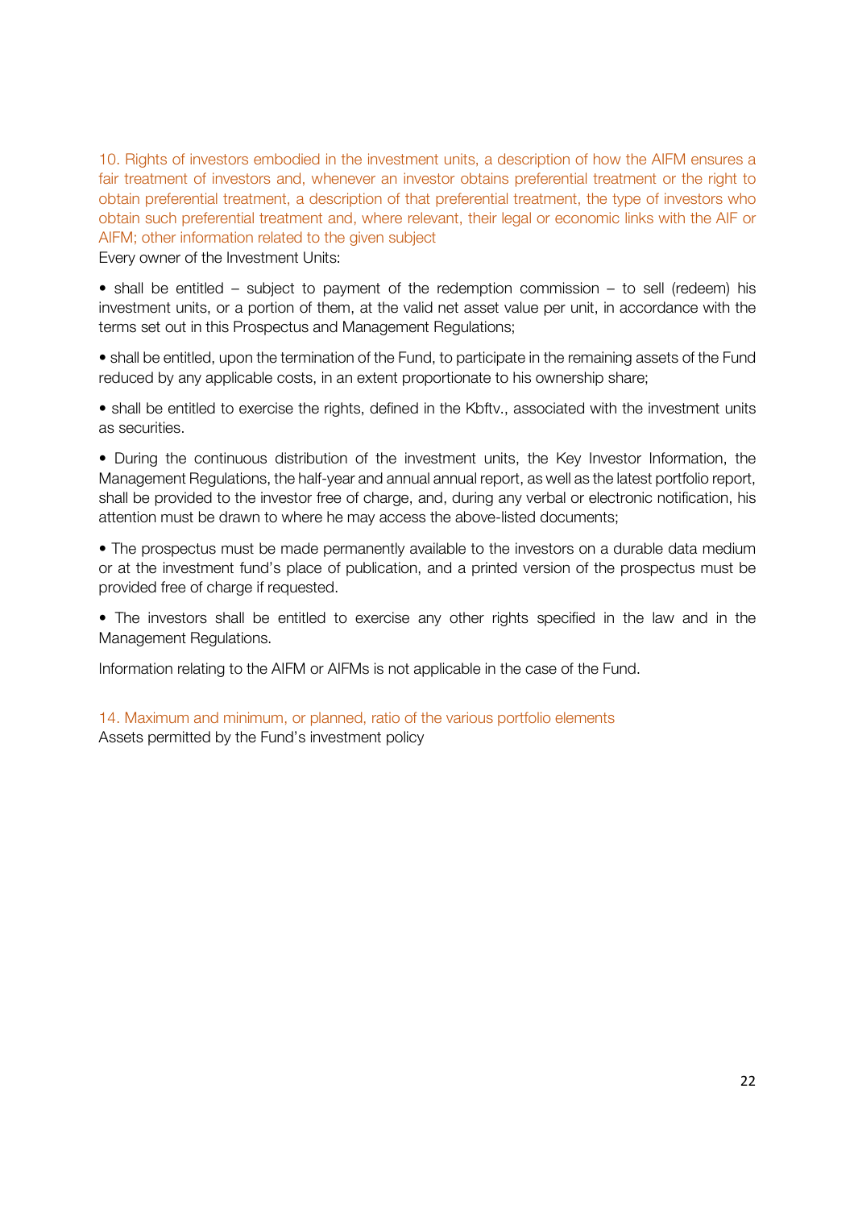## 10. Rights of investors embodied in the investment units, a description of how the AIFM ensures a fair treatment of investors and, whenever an investor obtains preferential treatment or the right to obtain preferential treatment, a description of that preferential treatment, the type of investors who obtain such preferential treatment and, where relevant, their legal or economic links with the AIF or AIFM; other information related to the given subject

Every owner of the Investment Units:

- shall be entitled – subject to payment of the redemption commission – to sell (redeem) his investment units, or a portion of them, at the valid net asset value per unit, in accordance with the terms set out in this Prospectus and Management Regulations;
- shall be entitled, upon the termination of the Fund, to participate in the remaining assets of the Fund reduced by any applicable costs, in an extent proportionate to his ownership share;
- shall be entitled to exercise the rights, defined in the Kbftv., associated with the investment units as securities.
- During the continuous distribution of the investment units, the Key Investor Information, the Management Regulations, the half-year and annual annual report, as well as the latest portfolio report, shall be provided to the investor free of charge, and, during any verbal or electronic notification, his attention must be drawn to where he may access the above-listed documents;
- The prospectus must be made permanently available to the investors on a durable data medium or at the investment fund's place of publication, and a printed version of the prospectus must be provided free of charge if requested.
- The investors shall be entitled to exercise any other rights specified in the law and in the Management Regulations.

Information relating to the AIFM or AIFMs is not applicable in the case of the Fund.

## 14. Maximum and minimum, or planned, ratio of the various portfolio elements

Assets permitted by the Fund's investment policy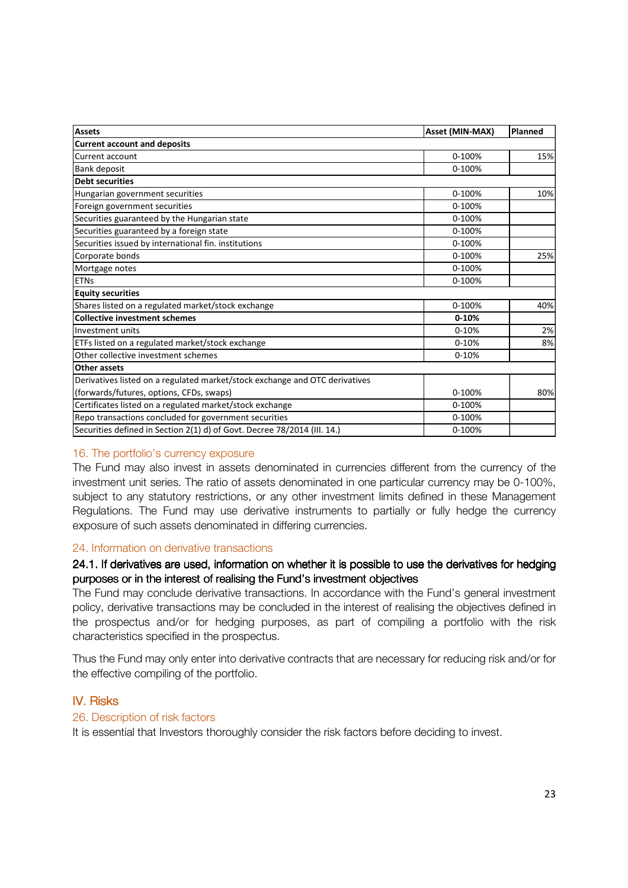| Assets | Asset (MIN-MAX) | Planned |
|---|---|---|
| **Current account and deposits** | | |
| Current account | 0-100% | 15% |
| Bank deposit | 0-100% | |
| **Debt securities** | | |
| Hungarian government securities | 0-100% | 10% |
| Foreign government securities | 0-100% | |
| Securities guaranteed by the Hungarian state | 0-100% | |
| Securities guaranteed by a foreign state | 0-100% | |
| Securities issued by international fin. institutions | 0-100% | |
| Corporate bonds | 0-100% | 25% |
| Mortgage notes | 0-100% | |
| ETNs | 0-100% | |
| **Equity securities** | | |
| Shares listed on a regulated market/stock exchange | 0-100% | 40% |
| **Collective investment schemes** | **0-10%** | |
| Investment units | 0-10% | 2% |
| ETFs listed on a regulated market/stock exchange | 0-10% | 8% |
| Other collective investment schemes | 0-10% | |
| **Other assets** | | |
| Derivatives listed on a regulated market/stock exchange and OTC derivatives (forwards/futures, options, CFDs, swaps) | 0-100% | 80% |
| Certificates listed on a regulated market/stock exchange | 0-100% | |
| Repo transactions concluded for government securities | 0-100% | |
| Securities defined in Section 2(1) d) of Govt. Decree 78/2014 (III. 14.) | 0-100% | |

### 16. The portfolio's currency exposure

The Fund may also invest in assets denominated in currencies different from the currency of the investment unit series. The ratio of assets denominated in one particular currency may be 0-100%, subject to any statutory restrictions, or any other investment limits defined in these Management Regulations. The Fund may use derivative instruments to partially or fully hedge the currency exposure of such assets denominated in differing currencies.

### 24. Information on derivative transactions

#### 24.1. If derivatives are used, information on whether it is possible to use the derivatives for hedging purposes or in the interest of realising the Fund's investment objectives

The Fund may conclude derivative transactions. In accordance with the Fund's general investment policy, derivative transactions may be concluded in the interest of realising the objectives defined in the prospectus and/or for hedging purposes, as part of compiling a portfolio with the risk characteristics specified in the prospectus.

Thus the Fund may only enter into derivative contracts that are necessary for reducing risk and/or for the effective compiling of the portfolio.

## IV. Risks

### 26. Description of risk factors

It is essential that Investors thoroughly consider the risk factors before deciding to invest.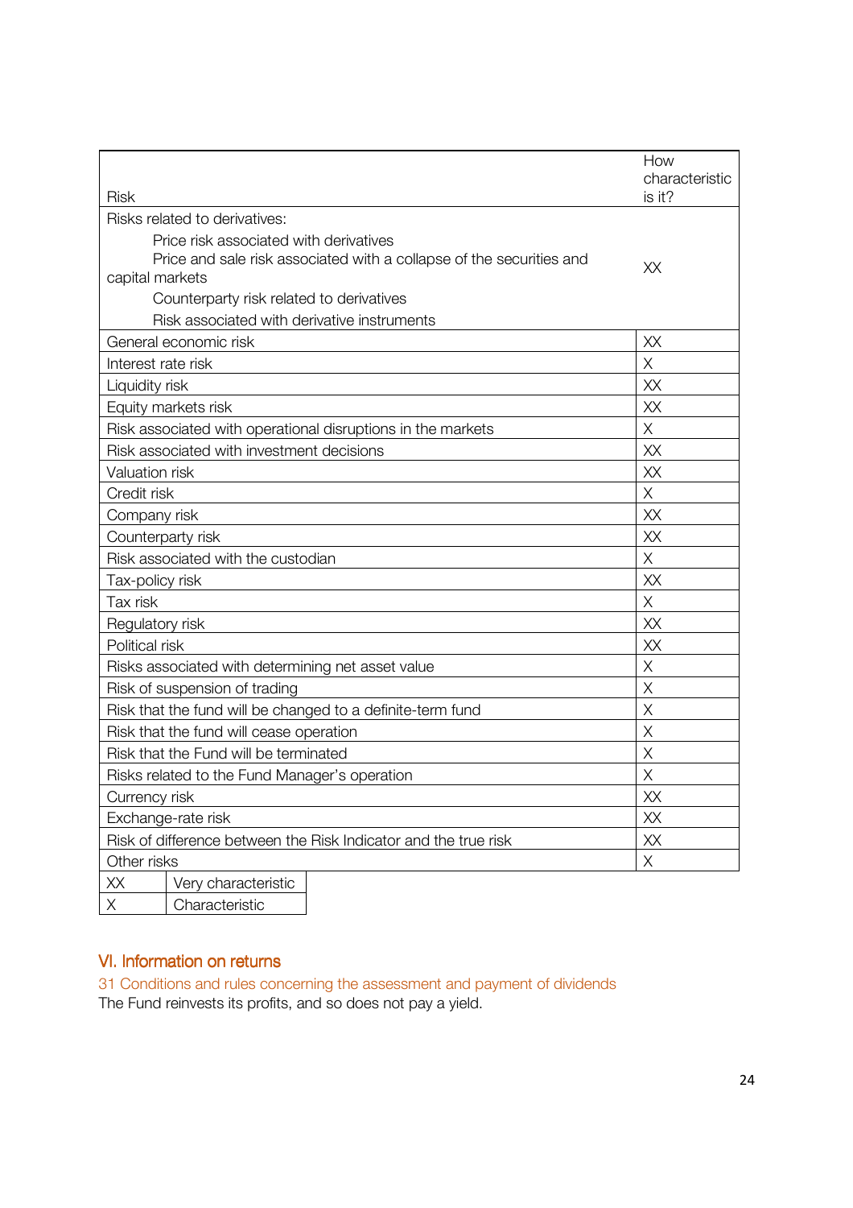| Risk | How characteristic is it? |
|---|---|
| Risks related to derivatives:<br>Price risk associated with derivatives<br>Price and sale risk associated with a collapse of the securities and capital markets<br>Counterparty risk related to derivatives<br>Risk associated with derivative instruments | XX |
| General economic risk | XX |
| Interest rate risk | X |
| Liquidity risk | XX |
| Equity markets risk | XX |
| Risk associated with operational disruptions in the markets | X |
| Risk associated with investment decisions | XX |
| Valuation risk | XX |
| Credit risk | X |
| Company risk | XX |
| Counterparty risk | XX |
| Risk associated with the custodian | X |
| Tax-policy risk | XX |
| Tax risk | X |
| Regulatory risk | XX |
| Political risk | XX |
| Risks associated with determining net asset value | X |
| Risk of suspension of trading | X |
| Risk that the fund will be changed to a definite-term fund | X |
| Risk that the fund will cease operation | X |
| Risk that the Fund will be terminated | X |
| Risks related to the Fund Manager's operation | X |
| Currency risk | XX |
| Exchange-rate risk | XX |
| Risk of difference between the Risk Indicator and the true risk | XX |
| Other risks | X |

| | |
|---|---|
| XX | Very characteristic |
| X | Characteristic |

## VI. Information on returns

### 31 Conditions and rules concerning the assessment and payment of dividends

The Fund reinvests its profits, and so does not pay a yield.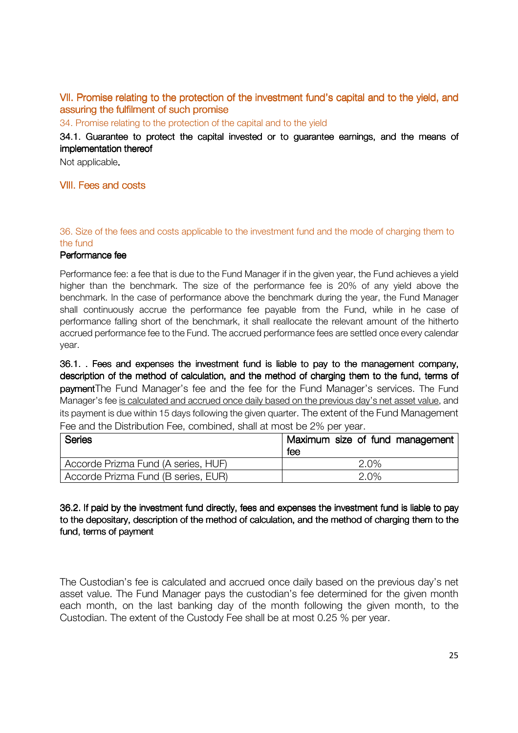## VII. Promise relating to the protection of the investment fund's capital and to the yield, and assuring the fulfilment of such promise

### 34. Promise relating to the protection of the capital and to the yield

**34.1. Guarantee to protect the capital invested or to guarantee earnings, and the means of implementation thereof**

Not applicable.

## VIII. Fees and costs

### 36. Size of the fees and costs applicable to the investment fund and the mode of charging them to the fund

**Performance fee**

Performance fee: a fee that is due to the Fund Manager if in the given year, the Fund achieves a yield higher than the benchmark. The size of the performance fee is 20% of any yield above the benchmark. In the case of performance above the benchmark during the year, the Fund Manager shall continuously accrue the performance fee payable from the Fund, while in he case of performance falling short of the benchmark, it shall reallocate the relevant amount of the hitherto accrued performance fee to the Fund. The accrued performance fees are settled once every calendar year.

**36.1. . Fees and expenses the investment fund is liable to pay to the management company, description of the method of calculation, and the method of charging them to the fund, terms of payment** The Fund Manager's fee and the fee for the Fund Manager's services. The Fund Manager's fee is calculated and accrued once daily based on the previous day's net asset value, and its payment is due within 15 days following the given quarter. The extent of the Fund Management Fee and the Distribution Fee, combined, shall at most be 2% per year.

| Series | Maximum size of fund management fee |
|---|---|
| Accorde Prizma Fund (A series, HUF) | 2.0% |
| Accorde Prizma Fund (B series, EUR) | 2.0% |

**36.2. If paid by the investment fund directly, fees and expenses the investment fund is liable to pay to the depositary, description of the method of calculation, and the method of charging them to the fund, terms of payment**

The Custodian's fee is calculated and accrued once daily based on the previous day's net asset value. The Fund Manager pays the custodian's fee determined for the given month each month, on the last banking day of the month following the given month, to the Custodian. The extent of the Custody Fee shall be at most 0.25 % per year.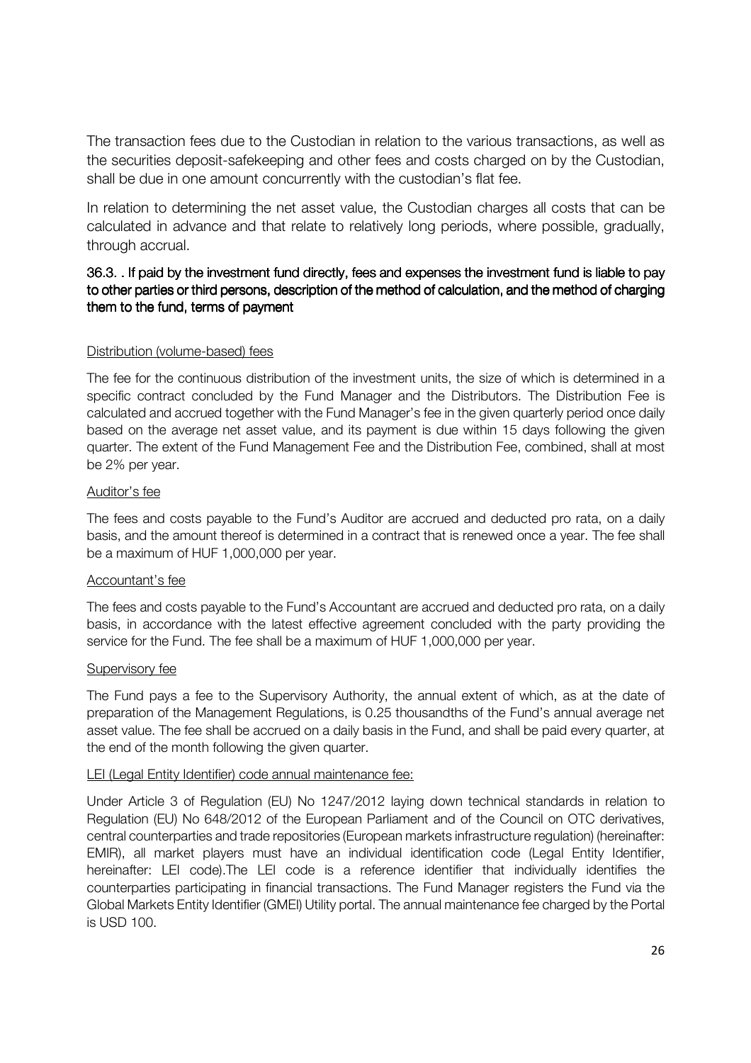The transaction fees due to the Custodian in relation to the various transactions, as well as the securities deposit-safekeeping and other fees and costs charged on by the Custodian, shall be due in one amount concurrently with the custodian's flat fee.

In relation to determining the net asset value, the Custodian charges all costs that can be calculated in advance and that relate to relatively long periods, where possible, gradually, through accrual.

### 36.3. . If paid by the investment fund directly, fees and expenses the investment fund is liable to pay to other parties or third persons, description of the method of calculation, and the method of charging them to the fund, terms of payment

Distribution (volume-based) fees

The fee for the continuous distribution of the investment units, the size of which is determined in a specific contract concluded by the Fund Manager and the Distributors. The Distribution Fee is calculated and accrued together with the Fund Manager's fee in the given quarterly period once daily based on the average net asset value, and its payment is due within 15 days following the given quarter. The extent of the Fund Management Fee and the Distribution Fee, combined, shall at most be 2% per year.

Auditor's fee

The fees and costs payable to the Fund's Auditor are accrued and deducted pro rata, on a daily basis, and the amount thereof is determined in a contract that is renewed once a year. The fee shall be a maximum of HUF 1,000,000 per year.

Accountant's fee

The fees and costs payable to the Fund's Accountant are accrued and deducted pro rata, on a daily basis, in accordance with the latest effective agreement concluded with the party providing the service for the Fund. The fee shall be a maximum of HUF 1,000,000 per year.

Supervisory fee

The Fund pays a fee to the Supervisory Authority, the annual extent of which, as at the date of preparation of the Management Regulations, is 0.25 thousandths of the Fund's annual average net asset value. The fee shall be accrued on a daily basis in the Fund, and shall be paid every quarter, at the end of the month following the given quarter.

LEI (Legal Entity Identifier) code annual maintenance fee:

Under Article 3 of Regulation (EU) No 1247/2012 laying down technical standards in relation to Regulation (EU) No 648/2012 of the European Parliament and of the Council on OTC derivatives, central counterparties and trade repositories (European markets infrastructure regulation) (hereinafter: EMIR), all market players must have an individual identification code (Legal Entity Identifier, hereinafter: LEI code).The LEI code is a reference identifier that individually identifies the counterparties participating in financial transactions. The Fund Manager registers the Fund via the Global Markets Entity Identifier (GMEI) Utility portal. The annual maintenance fee charged by the Portal is USD 100.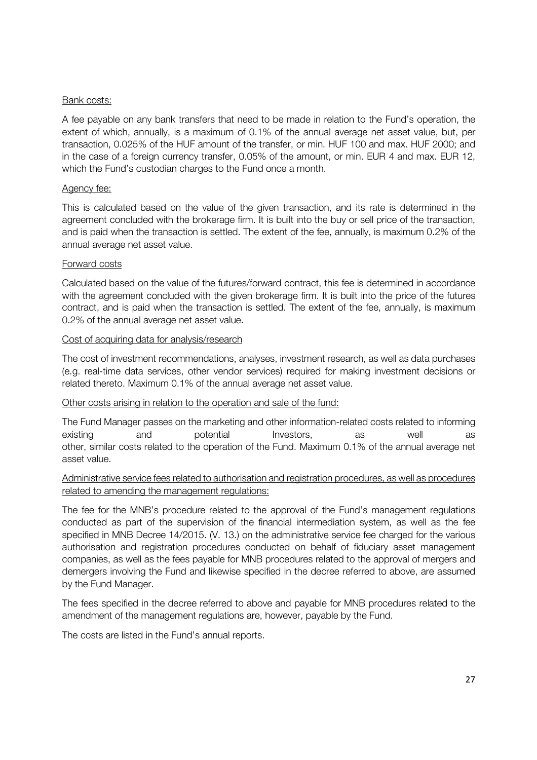Bank costs:

A fee payable on any bank transfers that need to be made in relation to the Fund's operation, the extent of which, annually, is a maximum of 0.1% of the annual average net asset value, but, per transaction, 0.025% of the HUF amount of the transfer, or min. HUF 100 and max. HUF 2000; and in the case of a foreign currency transfer, 0.05% of the amount, or min. EUR 4 and max. EUR 12, which the Fund's custodian charges to the Fund once a month.

Agency fee:

This is calculated based on the value of the given transaction, and its rate is determined in the agreement concluded with the brokerage firm. It is built into the buy or sell price of the transaction, and is paid when the transaction is settled. The extent of the fee, annually, is maximum 0.2% of the annual average net asset value.

Forward costs

Calculated based on the value of the futures/forward contract, this fee is determined in accordance with the agreement concluded with the given brokerage firm. It is built into the price of the futures contract, and is paid when the transaction is settled. The extent of the fee, annually, is maximum 0.2% of the annual average net asset value.

Cost of acquiring data for analysis/research

The cost of investment recommendations, analyses, investment research, as well as data purchases (e.g. real-time data services, other vendor services) required for making investment decisions or related thereto. Maximum 0.1% of the annual average net asset value.

Other costs arising in relation to the operation and sale of the fund:

The Fund Manager passes on the marketing and other information-related costs related to informing existing and potential Investors, as well as other, similar costs related to the operation of the Fund. Maximum 0.1% of the annual average net asset value.

Administrative service fees related to authorisation and registration procedures, as well as procedures related to amending the management regulations:

The fee for the MNB's procedure related to the approval of the Fund's management regulations conducted as part of the supervision of the financial intermediation system, as well as the fee specified in MNB Decree 14/2015. (V. 13.) on the administrative service fee charged for the various authorisation and registration procedures conducted on behalf of fiduciary asset management companies, as well as the fees payable for MNB procedures related to the approval of mergers and demergers involving the Fund and likewise specified in the decree referred to above, are assumed by the Fund Manager.

The fees specified in the decree referred to above and payable for MNB procedures related to the amendment of the management regulations are, however, payable by the Fund.

The costs are listed in the Fund's annual reports.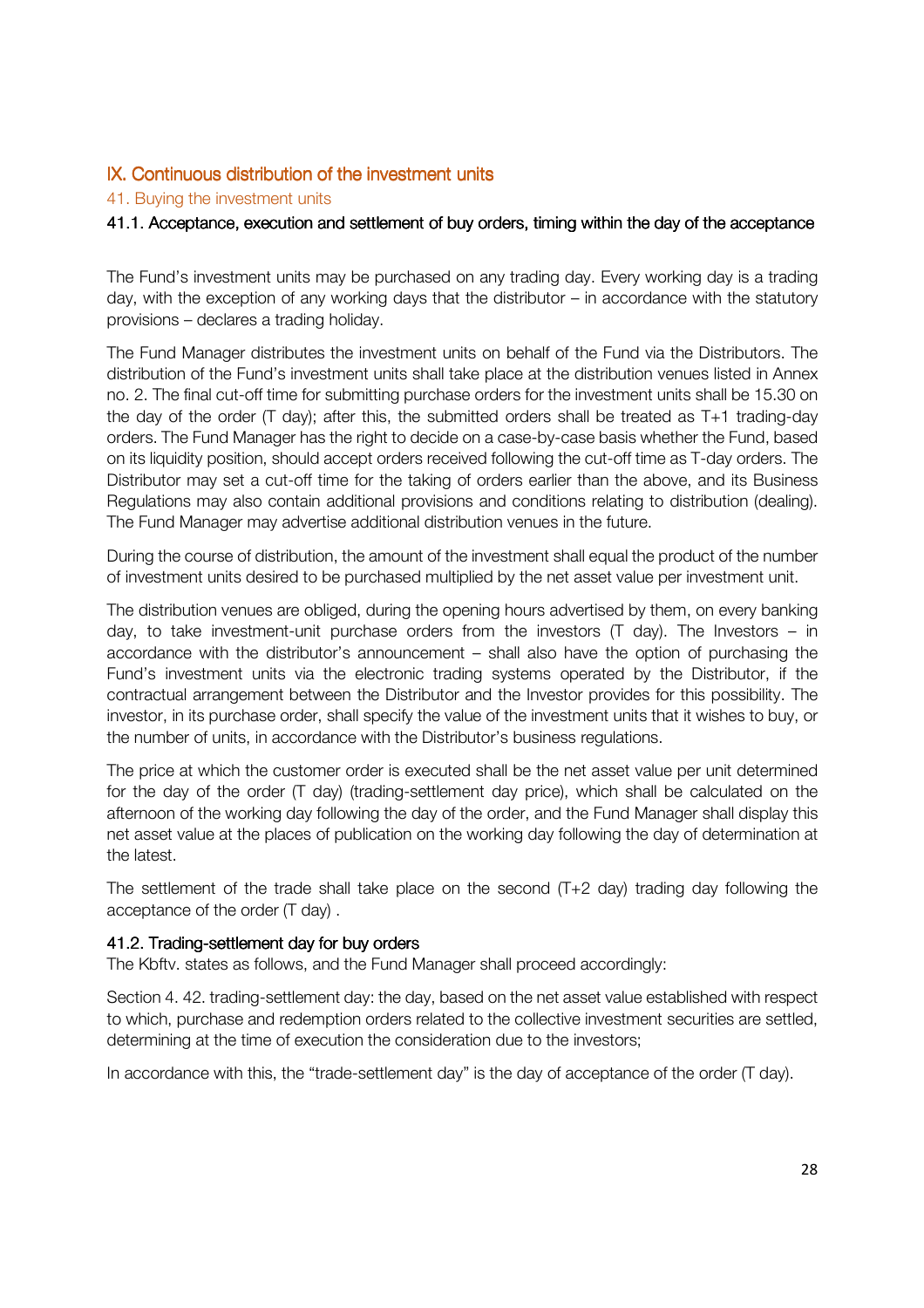## IX. Continuous distribution of the investment units

### 41. Buying the investment units

#### 41.1. Acceptance, execution and settlement of buy orders, timing within the day of the acceptance

The Fund's investment units may be purchased on any trading day. Every working day is a trading day, with the exception of any working days that the distributor – in accordance with the statutory provisions – declares a trading holiday.

The Fund Manager distributes the investment units on behalf of the Fund via the Distributors. The distribution of the Fund's investment units shall take place at the distribution venues listed in Annex no. 2. The final cut-off time for submitting purchase orders for the investment units shall be 15.30 on the day of the order (T day); after this, the submitted orders shall be treated as T+1 trading-day orders. The Fund Manager has the right to decide on a case-by-case basis whether the Fund, based on its liquidity position, should accept orders received following the cut-off time as T-day orders. The Distributor may set a cut-off time for the taking of orders earlier than the above, and its Business Regulations may also contain additional provisions and conditions relating to distribution (dealing). The Fund Manager may advertise additional distribution venues in the future.

During the course of distribution, the amount of the investment shall equal the product of the number of investment units desired to be purchased multiplied by the net asset value per investment unit.

The distribution venues are obliged, during the opening hours advertised by them, on every banking day, to take investment-unit purchase orders from the investors (T day). The Investors – in accordance with the distributor's announcement – shall also have the option of purchasing the Fund's investment units via the electronic trading systems operated by the Distributor, if the contractual arrangement between the Distributor and the Investor provides for this possibility. The investor, in its purchase order, shall specify the value of the investment units that it wishes to buy, or the number of units, in accordance with the Distributor's business regulations.

The price at which the customer order is executed shall be the net asset value per unit determined for the day of the order (T day) (trading-settlement day price), which shall be calculated on the afternoon of the working day following the day of the order, and the Fund Manager shall display this net asset value at the places of publication on the working day following the day of determination at the latest.

The settlement of the trade shall take place on the second (T+2 day) trading day following the acceptance of the order (T day) .

#### 41.2. Trading-settlement day for buy orders

The Kbftv. states as follows, and the Fund Manager shall proceed accordingly:

Section 4. 42. trading-settlement day: the day, based on the net asset value established with respect to which, purchase and redemption orders related to the collective investment securities are settled, determining at the time of execution the consideration due to the investors;

In accordance with this, the "trade-settlement day" is the day of acceptance of the order (T day).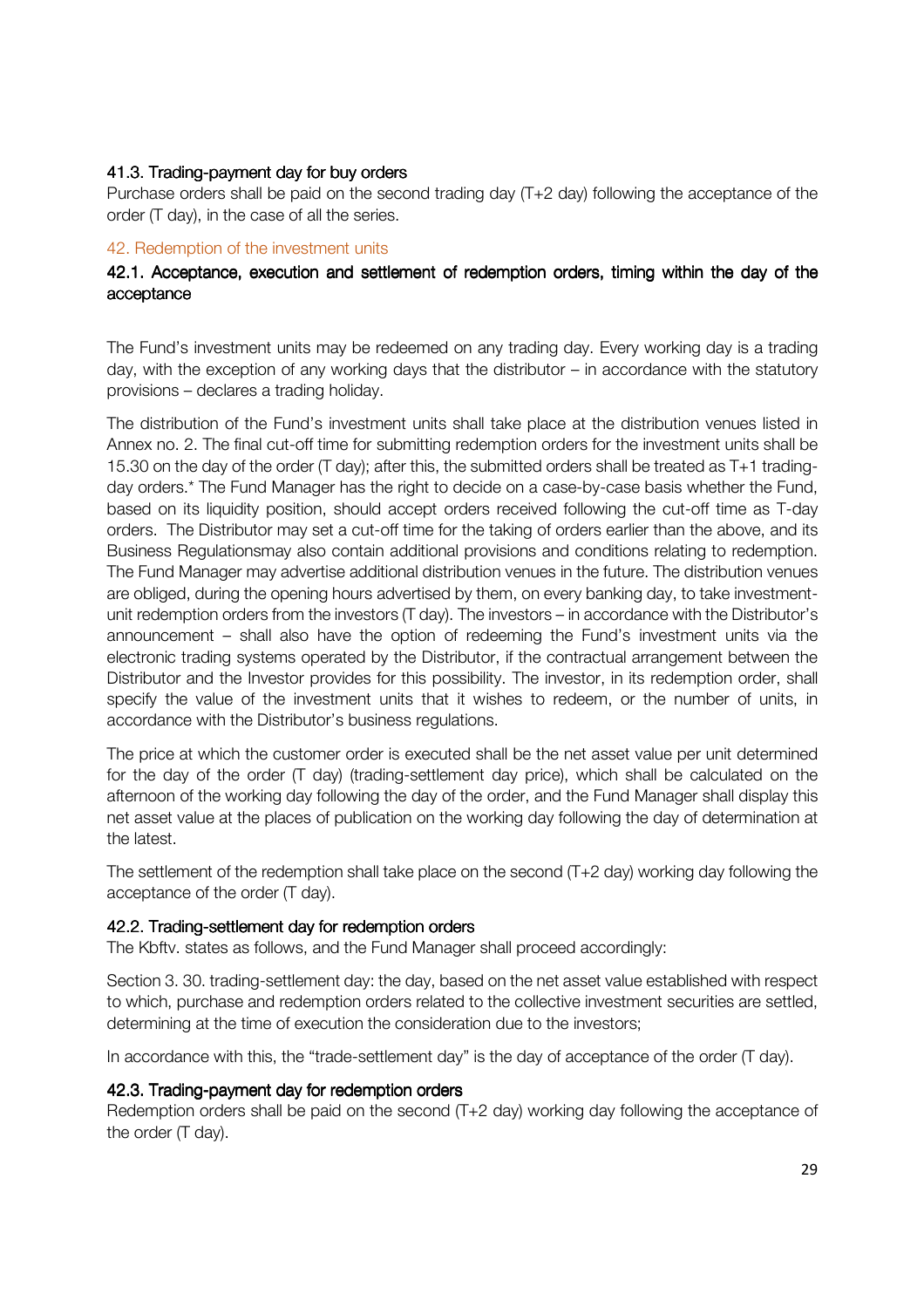### 41.3. Trading-payment day for buy orders

Purchase orders shall be paid on the second trading day (T+2 day) following the acceptance of the order (T day), in the case of all the series.

## 42. Redemption of the investment units

### 42.1. Acceptance, execution and settlement of redemption orders, timing within the day of the acceptance

The Fund's investment units may be redeemed on any trading day. Every working day is a trading day, with the exception of any working days that the distributor – in accordance with the statutory provisions – declares a trading holiday.

The distribution of the Fund's investment units shall take place at the distribution venues listed in Annex no. 2. The final cut-off time for submitting redemption orders for the investment units shall be 15.30 on the day of the order (T day); after this, the submitted orders shall be treated as T+1 trading-day orders.* The Fund Manager has the right to decide on a case-by-case basis whether the Fund, based on its liquidity position, should accept orders received following the cut-off time as T-day orders. The Distributor may set a cut-off time for the taking of orders earlier than the above, and its Business Regulationsmay also contain additional provisions and conditions relating to redemption. The Fund Manager may advertise additional distribution venues in the future. The distribution venues are obliged, during the opening hours advertised by them, on every banking day, to take investment-unit redemption orders from the investors (T day). The investors – in accordance with the Distributor's announcement – shall also have the option of redeeming the Fund's investment units via the electronic trading systems operated by the Distributor, if the contractual arrangement between the Distributor and the Investor provides for this possibility. The investor, in its redemption order, shall specify the value of the investment units that it wishes to redeem, or the number of units, in accordance with the Distributor's business regulations.

The price at which the customer order is executed shall be the net asset value per unit determined for the day of the order (T day) (trading-settlement day price), which shall be calculated on the afternoon of the working day following the day of the order, and the Fund Manager shall display this net asset value at the places of publication on the working day following the day of determination at the latest.

The settlement of the redemption shall take place on the second (T+2 day) working day following the acceptance of the order (T day).

### 42.2. Trading-settlement day for redemption orders

The Kbftv. states as follows, and the Fund Manager shall proceed accordingly:

Section 3. 30. trading-settlement day: the day, based on the net asset value established with respect to which, purchase and redemption orders related to the collective investment securities are settled, determining at the time of execution the consideration due to the investors;

In accordance with this, the "trade-settlement day" is the day of acceptance of the order (T day).

### 42.3. Trading-payment day for redemption orders

Redemption orders shall be paid on the second (T+2 day) working day following the acceptance of the order (T day).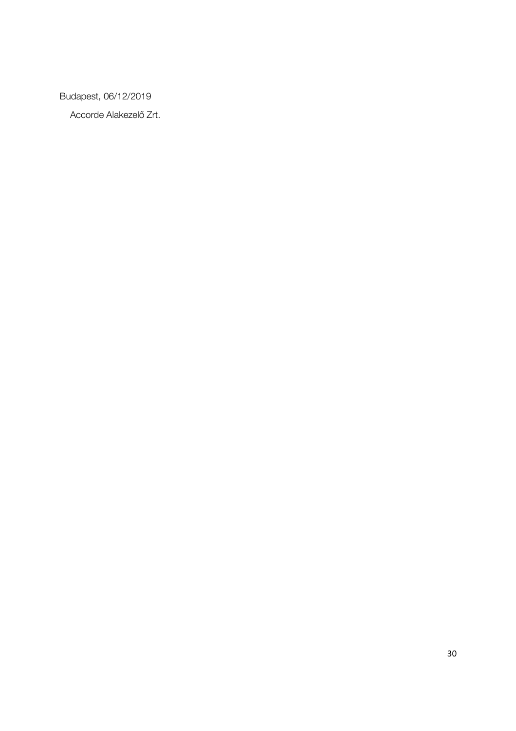Budapest, 06/12/2019

Accorde Alakezelő Zrt.